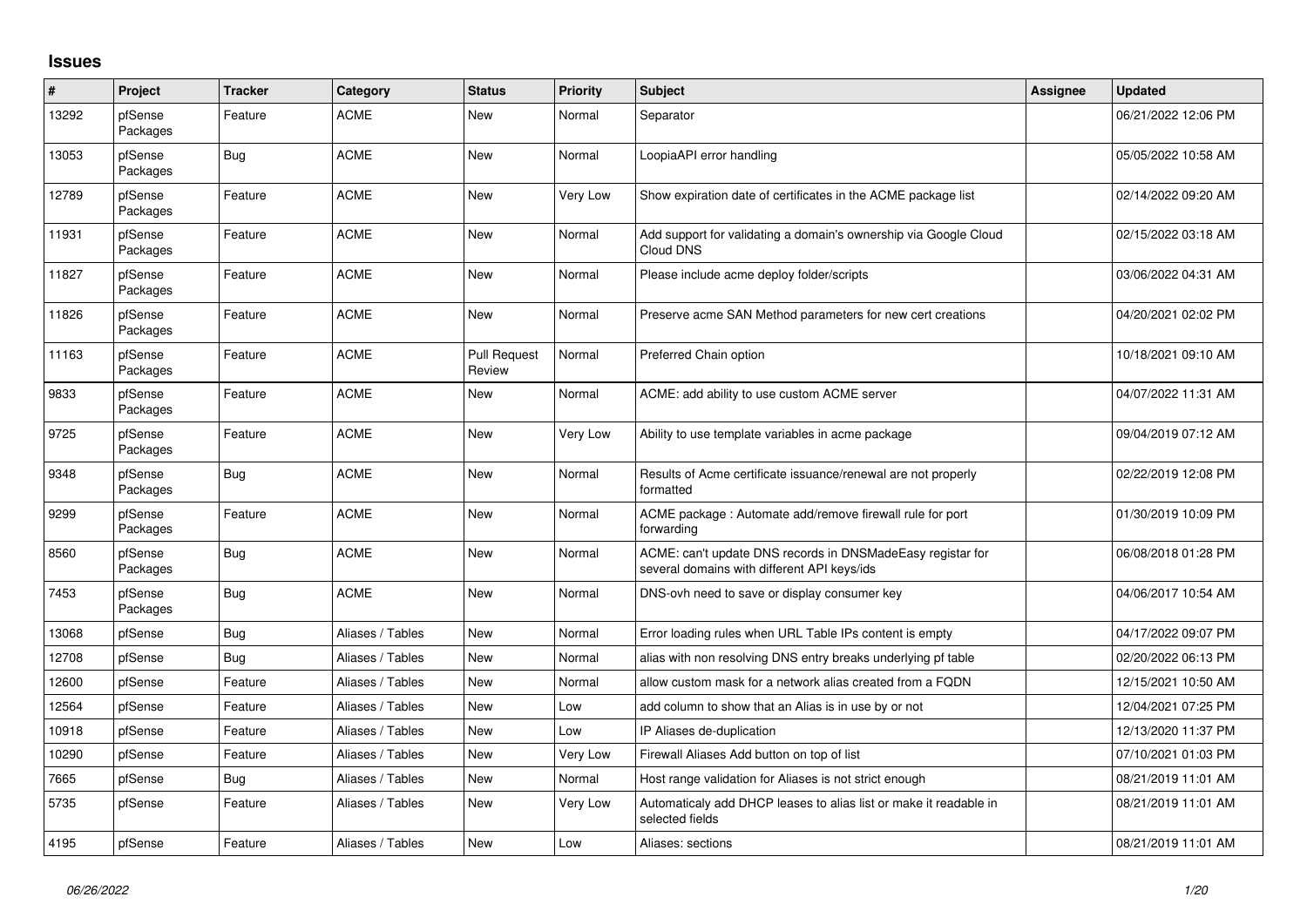## Issues

| # | Project | Tracker | Category | Status | Priority | Subject | Assignee | Updated |
|---|---|---|---|---|---|---|---|---|
| 13292 | pfSense Packages | Feature | ACME | New | Normal | Separator | | 06/21/2022 12:06 PM |
| 13053 | pfSense Packages | Bug | ACME | New | Normal | LoopiaAPI error handling | | 05/05/2022 10:58 AM |
| 12789 | pfSense Packages | Feature | ACME | New | Very Low | Show expiration date of certificates in the ACME package list | | 02/14/2022 09:20 AM |
| 11931 | pfSense Packages | Feature | ACME | New | Normal | Add support for validating a domain's ownership via Google Cloud Cloud DNS | | 02/15/2022 03:18 AM |
| 11827 | pfSense Packages | Feature | ACME | New | Normal | Please include acme deploy folder/scripts | | 03/06/2022 04:31 AM |
| 11826 | pfSense Packages | Feature | ACME | New | Normal | Preserve acme SAN Method parameters for new cert creations | | 04/20/2021 02:02 PM |
| 11163 | pfSense Packages | Feature | ACME | Pull Request Review | Normal | Preferred Chain option | | 10/18/2021 09:10 AM |
| 9833 | pfSense Packages | Feature | ACME | New | Normal | ACME: add ability to use custom ACME server | | 04/07/2022 11:31 AM |
| 9725 | pfSense Packages | Feature | ACME | New | Very Low | Ability to use template variables in acme package | | 09/04/2019 07:12 AM |
| 9348 | pfSense Packages | Bug | ACME | New | Normal | Results of Acme certificate issuance/renewal are not properly formatted | | 02/22/2019 12:08 PM |
| 9299 | pfSense Packages | Feature | ACME | New | Normal | ACME package : Automate add/remove firewall rule for port forwarding | | 01/30/2019 10:09 PM |
| 8560 | pfSense Packages | Bug | ACME | New | Normal | ACME: can't update DNS records in DNSMadeEasy registar for several domains with different API keys/ids | | 06/08/2018 01:28 PM |
| 7453 | pfSense Packages | Bug | ACME | New | Normal | DNS-ovh need to save or display consumer key | | 04/06/2017 10:54 AM |
| 13068 | pfSense | Bug | Aliases / Tables | New | Normal | Error loading rules when URL Table IPs content is empty | | 04/17/2022 09:07 PM |
| 12708 | pfSense | Bug | Aliases / Tables | New | Normal | alias with non resolving DNS entry breaks underlying pf table | | 02/20/2022 06:13 PM |
| 12600 | pfSense | Feature | Aliases / Tables | New | Normal | allow custom mask for a network alias created from a FQDN | | 12/15/2021 10:50 AM |
| 12564 | pfSense | Feature | Aliases / Tables | New | Low | add column to show that an Alias is in use by or not | | 12/04/2021 07:25 PM |
| 10918 | pfSense | Feature | Aliases / Tables | New | Low | IP Aliases de-duplication | | 12/13/2020 11:37 PM |
| 10290 | pfSense | Feature | Aliases / Tables | New | Very Low | Firewall Aliases Add button on top of list | | 07/10/2021 01:03 PM |
| 7665 | pfSense | Bug | Aliases / Tables | New | Normal | Host range validation for Aliases is not strict enough | | 08/21/2019 11:01 AM |
| 5735 | pfSense | Feature | Aliases / Tables | New | Very Low | Automaticaly add DHCP leases to alias list or make it readable in selected fields | | 08/21/2019 11:01 AM |
| 4195 | pfSense | Feature | Aliases / Tables | New | Low | Aliases: sections | | 08/21/2019 11:01 AM |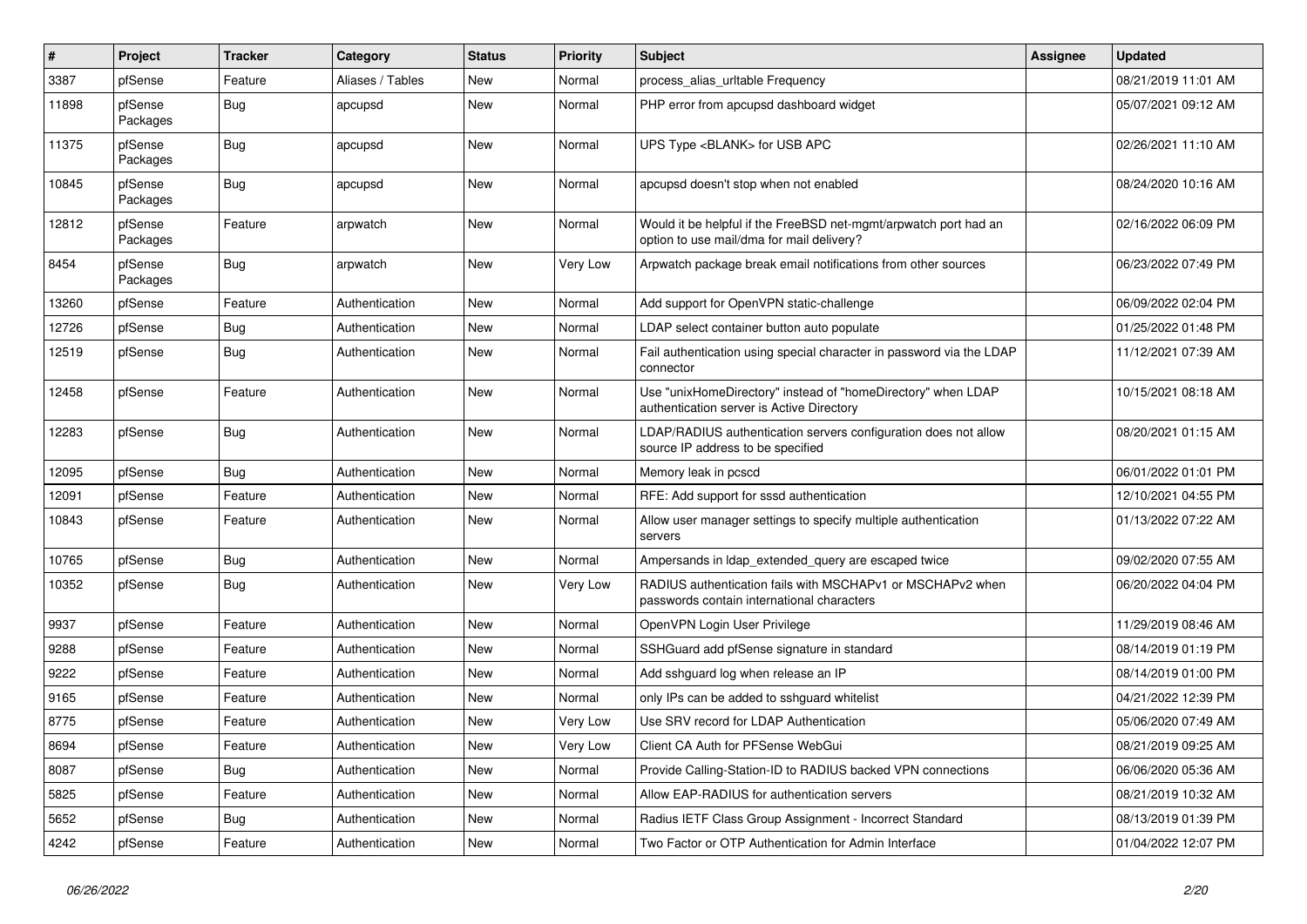| # | Project | Tracker | Category | Status | Priority | Subject | Assignee | Updated |
|---|---|---|---|---|---|---|---|---|
| 3387 | pfSense | Feature | Aliases / Tables | New | Normal | process_alias_urltable Frequency | | 08/21/2019 11:01 AM |
| 11898 | pfSense Packages | Bug | apcupsd | New | Normal | PHP error from apcupsd dashboard widget | | 05/07/2021 09:12 AM |
| 11375 | pfSense Packages | Bug | apcupsd | New | Normal | UPS Type <BLANK> for USB APC | | 02/26/2021 11:10 AM |
| 10845 | pfSense Packages | Bug | apcupsd | New | Normal | apcupsd doesn't stop when not enabled | | 08/24/2020 10:16 AM |
| 12812 | pfSense Packages | Feature | arpwatch | New | Normal | Would it be helpful if the FreeBSD net-mgmt/arpwatch port had an option to use mail/dma for mail delivery? | | 02/16/2022 06:09 PM |
| 8454 | pfSense Packages | Bug | arpwatch | New | Very Low | Arpwatch package break email notifications from other sources | | 06/23/2022 07:49 PM |
| 13260 | pfSense | Feature | Authentication | New | Normal | Add support for OpenVPN static-challenge | | 06/09/2022 02:04 PM |
| 12726 | pfSense | Bug | Authentication | New | Normal | LDAP select container button auto populate | | 01/25/2022 01:48 PM |
| 12519 | pfSense | Bug | Authentication | New | Normal | Fail authentication using special character in password via the LDAP connector | | 11/12/2021 07:39 AM |
| 12458 | pfSense | Feature | Authentication | New | Normal | Use "unixHomeDirectory" instead of "homeDirectory" when LDAP authentication server is Active Directory | | 10/15/2021 08:18 AM |
| 12283 | pfSense | Bug | Authentication | New | Normal | LDAP/RADIUS authentication servers configuration does not allow source IP address to be specified | | 08/20/2021 01:15 AM |
| 12095 | pfSense | Bug | Authentication | New | Normal | Memory leak in pcscd | | 06/01/2022 01:01 PM |
| 12091 | pfSense | Feature | Authentication | New | Normal | RFE: Add support for sssd authentication | | 12/10/2021 04:55 PM |
| 10843 | pfSense | Feature | Authentication | New | Normal | Allow user manager settings to specify multiple authentication servers | | 01/13/2022 07:22 AM |
| 10765 | pfSense | Bug | Authentication | New | Normal | Ampersands in ldap_extended_query are escaped twice | | 09/02/2020 07:55 AM |
| 10352 | pfSense | Bug | Authentication | New | Very Low | RADIUS authentication fails with MSCHAPv1 or MSCHAPv2 when passwords contain international characters | | 06/20/2022 04:04 PM |
| 9937 | pfSense | Feature | Authentication | New | Normal | OpenVPN Login User Privilege | | 11/29/2019 08:46 AM |
| 9288 | pfSense | Feature | Authentication | New | Normal | SSHGuard add pfSense signature in standard | | 08/14/2019 01:19 PM |
| 9222 | pfSense | Feature | Authentication | New | Normal | Add sshguard log when release an IP | | 08/14/2019 01:00 PM |
| 9165 | pfSense | Feature | Authentication | New | Normal | only IPs can be added to sshguard whitelist | | 04/21/2022 12:39 PM |
| 8775 | pfSense | Feature | Authentication | New | Very Low | Use SRV record for LDAP Authentication | | 05/06/2020 07:49 AM |
| 8694 | pfSense | Feature | Authentication | New | Very Low | Client CA Auth for PFSense WebGui | | 08/21/2019 09:25 AM |
| 8087 | pfSense | Bug | Authentication | New | Normal | Provide Calling-Station-ID to RADIUS backed VPN connections | | 06/06/2020 05:36 AM |
| 5825 | pfSense | Feature | Authentication | New | Normal | Allow EAP-RADIUS for authentication servers | | 08/21/2019 10:32 AM |
| 5652 | pfSense | Bug | Authentication | New | Normal | Radius IETF Class Group Assignment - Incorrect Standard | | 08/13/2019 01:39 PM |
| 4242 | pfSense | Feature | Authentication | New | Normal | Two Factor or OTP Authentication for Admin Interface | | 01/04/2022 12:07 PM |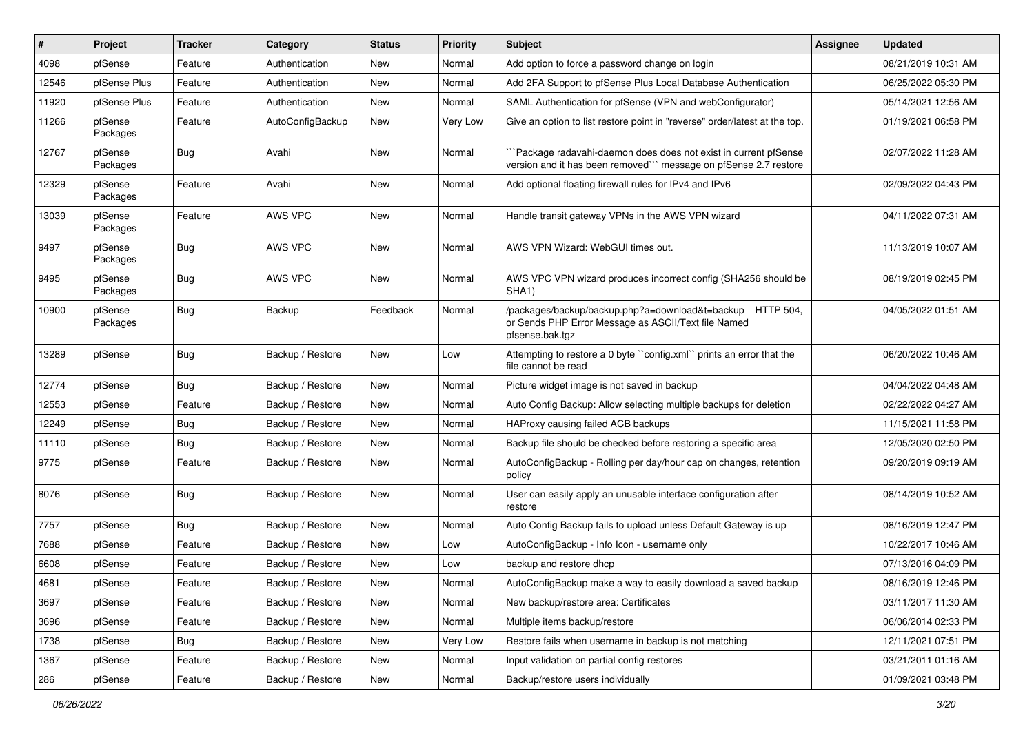| # | Project | Tracker | Category | Status | Priority | Subject | Assignee | Updated |
|---|---|---|---|---|---|---|---|---|
| 4098 | pfSense | Feature | Authentication | New | Normal | Add option to force a password change on login | | 08/21/2019 10:31 AM |
| 12546 | pfSense Plus | Feature | Authentication | New | Normal | Add 2FA Support to pfSense Plus Local Database Authentication | | 06/25/2022 05:30 PM |
| 11920 | pfSense Plus | Feature | Authentication | New | Normal | SAML Authentication for pfSense (VPN and webConfigurator) | | 05/14/2021 12:56 AM |
| 11266 | pfSense Packages | Feature | AutoConfigBackup | New | Very Low | Give an option to list restore point in "reverse" order/latest at the top. | | 01/19/2021 06:58 PM |
| 12767 | pfSense Packages | Bug | Avahi | New | Normal | ```Package radavahi-daemon does does not exist in current pfSense version and it has been removed``` message on pfSense 2.7 restore | | 02/07/2022 11:28 AM |
| 12329 | pfSense Packages | Feature | Avahi | New | Normal | Add optional floating firewall rules for IPv4 and IPv6 | | 02/09/2022 04:43 PM |
| 13039 | pfSense Packages | Feature | AWS VPC | New | Normal | Handle transit gateway VPNs in the AWS VPN wizard | | 04/11/2022 07:31 AM |
| 9497 | pfSense Packages | Bug | AWS VPC | New | Normal | AWS VPN Wizard: WebGUI times out. | | 11/13/2019 10:07 AM |
| 9495 | pfSense Packages | Bug | AWS VPC | New | Normal | AWS VPC VPN wizard produces incorrect config (SHA256 should be SHA1) | | 08/19/2019 02:45 PM |
| 10900 | pfSense Packages | Bug | Backup | Feedback | Normal | /packages/backup/backup.php?a=download&t=backup HTTP 504, or Sends PHP Error Message as ASCII/Text file Named pfsense.bak.tgz | | 04/05/2022 01:51 AM |
| 13289 | pfSense | Bug | Backup / Restore | New | Low | Attempting to restore a 0 byte ``config.xml`` prints an error that the file cannot be read | | 06/20/2022 10:46 AM |
| 12774 | pfSense | Bug | Backup / Restore | New | Normal | Picture widget image is not saved in backup | | 04/04/2022 04:48 AM |
| 12553 | pfSense | Feature | Backup / Restore | New | Normal | Auto Config Backup: Allow selecting multiple backups for deletion | | 02/22/2022 04:27 AM |
| 12249 | pfSense | Bug | Backup / Restore | New | Normal | HAProxy causing failed ACB backups | | 11/15/2021 11:58 PM |
| 11110 | pfSense | Bug | Backup / Restore | New | Normal | Backup file should be checked before restoring a specific area | | 12/05/2020 02:50 PM |
| 9775 | pfSense | Feature | Backup / Restore | New | Normal | AutoConfigBackup - Rolling per day/hour cap on changes, retention policy | | 09/20/2019 09:19 AM |
| 8076 | pfSense | Bug | Backup / Restore | New | Normal | User can easily apply an unusable interface configuration after restore | | 08/14/2019 10:52 AM |
| 7757 | pfSense | Bug | Backup / Restore | New | Normal | Auto Config Backup fails to upload unless Default Gateway is up | | 08/16/2019 12:47 PM |
| 7688 | pfSense | Feature | Backup / Restore | New | Low | AutoConfigBackup - Info Icon - username only | | 10/22/2017 10:46 AM |
| 6608 | pfSense | Feature | Backup / Restore | New | Low | backup and restore dhcp | | 07/13/2016 04:09 PM |
| 4681 | pfSense | Feature | Backup / Restore | New | Normal | AutoConfigBackup make a way to easily download a saved backup | | 08/16/2019 12:46 PM |
| 3697 | pfSense | Feature | Backup / Restore | New | Normal | New backup/restore area: Certificates | | 03/11/2017 11:30 AM |
| 3696 | pfSense | Feature | Backup / Restore | New | Normal | Multiple items backup/restore | | 06/06/2014 02:33 PM |
| 1738 | pfSense | Bug | Backup / Restore | New | Very Low | Restore fails when username in backup is not matching | | 12/11/2021 07:51 PM |
| 1367 | pfSense | Feature | Backup / Restore | New | Normal | Input validation on partial config restores | | 03/21/2011 01:16 AM |
| 286 | pfSense | Feature | Backup / Restore | New | Normal | Backup/restore users individually | | 01/09/2021 03:48 PM |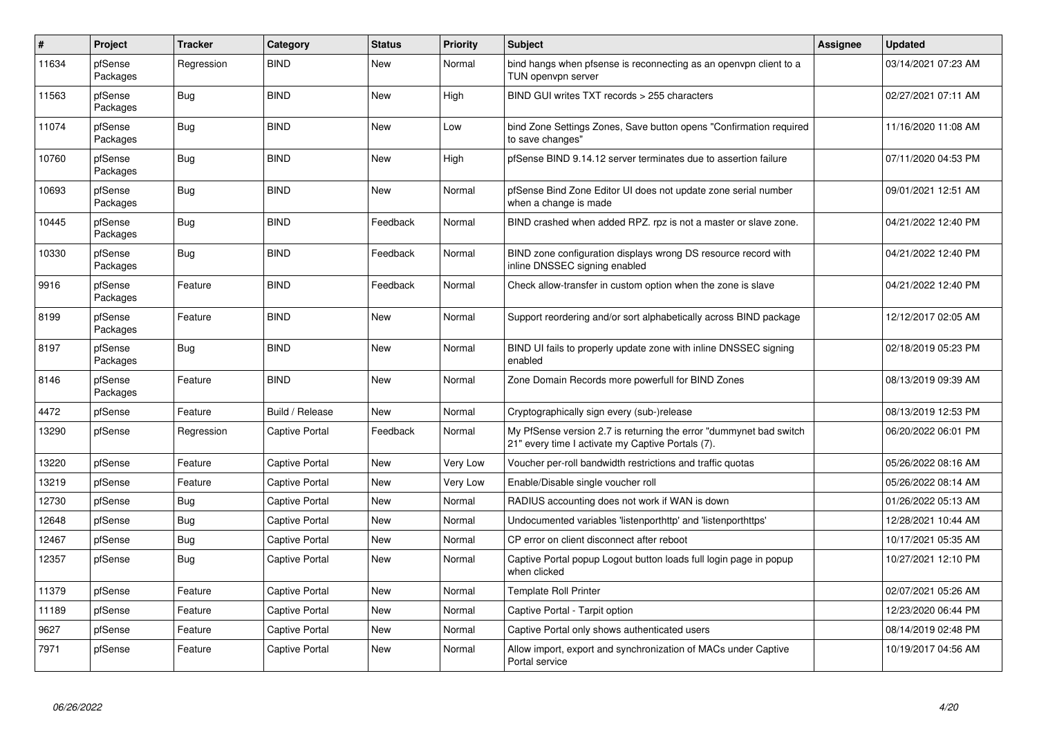| # | Project | Tracker | Category | Status | Priority | Subject | Assignee | Updated |
|---|---|---|---|---|---|---|---|---|
| 11634 | pfSense Packages | Regression | BIND | New | Normal | bind hangs when pfsense is reconnecting as an openvpn client to a TUN openvpn server | | 03/14/2021 07:23 AM |
| 11563 | pfSense Packages | Bug | BIND | New | High | BIND GUI writes TXT records > 255 characters | | 02/27/2021 07:11 AM |
| 11074 | pfSense Packages | Bug | BIND | New | Low | bind Zone Settings Zones, Save button opens "Confirmation required to save changes" | | 11/16/2020 11:08 AM |
| 10760 | pfSense Packages | Bug | BIND | New | High | pfSense BIND 9.14.12 server terminates due to assertion failure | | 07/11/2020 04:53 PM |
| 10693 | pfSense Packages | Bug | BIND | New | Normal | pfSense Bind Zone Editor UI does not update zone serial number when a change is made | | 09/01/2021 12:51 AM |
| 10445 | pfSense Packages | Bug | BIND | Feedback | Normal | BIND crashed when added RPZ. rpz is not a master or slave zone. | | 04/21/2022 12:40 PM |
| 10330 | pfSense Packages | Bug | BIND | Feedback | Normal | BIND zone configuration displays wrong DS resource record with inline DNSSEC signing enabled | | 04/21/2022 12:40 PM |
| 9916 | pfSense Packages | Feature | BIND | Feedback | Normal | Check allow-transfer in custom option when the zone is slave | | 04/21/2022 12:40 PM |
| 8199 | pfSense Packages | Feature | BIND | New | Normal | Support reordering and/or sort alphabetically across BIND package | | 12/12/2017 02:05 AM |
| 8197 | pfSense Packages | Bug | BIND | New | Normal | BIND UI fails to properly update zone with inline DNSSEC signing enabled | | 02/18/2019 05:23 PM |
| 8146 | pfSense Packages | Feature | BIND | New | Normal | Zone Domain Records more powerfull for BIND Zones | | 08/13/2019 09:39 AM |
| 4472 | pfSense | Feature | Build / Release | New | Normal | Cryptographically sign every (sub-)release | | 08/13/2019 12:53 PM |
| 13290 | pfSense | Regression | Captive Portal | Feedback | Normal | My PfSense version 2.7 is returning the error "dummynet bad switch 21" every time I activate my Captive Portals (7). | | 06/20/2022 06:01 PM |
| 13220 | pfSense | Feature | Captive Portal | New | Very Low | Voucher per-roll bandwidth restrictions and traffic quotas | | 05/26/2022 08:16 AM |
| 13219 | pfSense | Feature | Captive Portal | New | Very Low | Enable/Disable single voucher roll | | 05/26/2022 08:14 AM |
| 12730 | pfSense | Bug | Captive Portal | New | Normal | RADIUS accounting does not work if WAN is down | | 01/26/2022 05:13 AM |
| 12648 | pfSense | Bug | Captive Portal | New | Normal | Undocumented variables 'listenporthttp' and 'listenporthttps' | | 12/28/2021 10:44 AM |
| 12467 | pfSense | Bug | Captive Portal | New | Normal | CP error on client disconnect after reboot | | 10/17/2021 05:35 AM |
| 12357 | pfSense | Bug | Captive Portal | New | Normal | Captive Portal popup Logout button loads full login page in popup when clicked | | 10/27/2021 12:10 PM |
| 11379 | pfSense | Feature | Captive Portal | New | Normal | Template Roll Printer | | 02/07/2021 05:26 AM |
| 11189 | pfSense | Feature | Captive Portal | New | Normal | Captive Portal - Tarpit option | | 12/23/2020 06:44 PM |
| 9627 | pfSense | Feature | Captive Portal | New | Normal | Captive Portal only shows authenticated users | | 08/14/2019 02:48 PM |
| 7971 | pfSense | Feature | Captive Portal | New | Normal | Allow import, export and synchronization of MACs under Captive Portal service | | 10/19/2017 04:56 AM |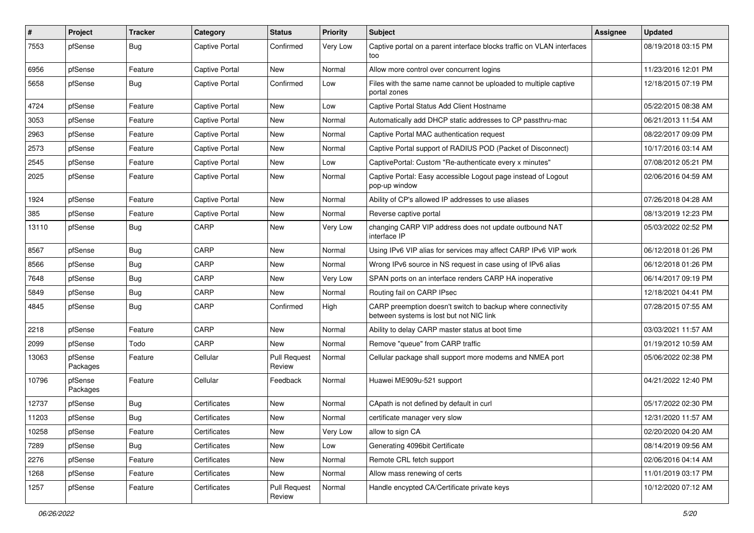| # | Project | Tracker | Category | Status | Priority | Subject | Assignee | Updated |
|---|---|---|---|---|---|---|---|---|
| 7553 | pfSense | Bug | Captive Portal | Confirmed | Very Low | Captive portal on a parent interface blocks traffic on VLAN interfaces too | | 08/19/2018 03:15 PM |
| 6956 | pfSense | Feature | Captive Portal | New | Normal | Allow more control over concurrent logins | | 11/23/2016 12:01 PM |
| 5658 | pfSense | Bug | Captive Portal | Confirmed | Low | Files with the same name cannot be uploaded to multiple captive portal zones | | 12/18/2015 07:19 PM |
| 4724 | pfSense | Feature | Captive Portal | New | Low | Captive Portal Status Add Client Hostname | | 05/22/2015 08:38 AM |
| 3053 | pfSense | Feature | Captive Portal | New | Normal | Automatically add DHCP static addresses to CP passthru-mac | | 06/21/2013 11:54 AM |
| 2963 | pfSense | Feature | Captive Portal | New | Normal | Captive Portal MAC authentication request | | 08/22/2017 09:09 PM |
| 2573 | pfSense | Feature | Captive Portal | New | Normal | Captive Portal support of RADIUS POD (Packet of Disconnect) | | 10/17/2016 03:14 AM |
| 2545 | pfSense | Feature | Captive Portal | New | Low | CaptivePortal: Custom "Re-authenticate every x minutes" | | 07/08/2012 05:21 PM |
| 2025 | pfSense | Feature | Captive Portal | New | Normal | Captive Portal: Easy accessible Logout page instead of Logout pop-up window | | 02/06/2016 04:59 AM |
| 1924 | pfSense | Feature | Captive Portal | New | Normal | Ability of CP's allowed IP addresses to use aliases | | 07/26/2018 04:28 AM |
| 385 | pfSense | Feature | Captive Portal | New | Normal | Reverse captive portal | | 08/13/2019 12:23 PM |
| 13110 | pfSense | Bug | CARP | New | Very Low | changing CARP VIP address does not update outbound NAT interface IP | | 05/03/2022 02:52 PM |
| 8567 | pfSense | Bug | CARP | New | Normal | Using IPv6 VIP alias for services may affect CARP IPv6 VIP work | | 06/12/2018 01:26 PM |
| 8566 | pfSense | Bug | CARP | New | Normal | Wrong IPv6 source in NS request in case using of IPv6 alias | | 06/12/2018 01:26 PM |
| 7648 | pfSense | Bug | CARP | New | Very Low | SPAN ports on an interface renders CARP HA inoperative | | 06/14/2017 09:19 PM |
| 5849 | pfSense | Bug | CARP | New | Normal | Routing fail on CARP IPsec | | 12/18/2021 04:41 PM |
| 4845 | pfSense | Bug | CARP | Confirmed | High | CARP preemption doesn't switch to backup where connectivity between systems is lost but not NIC link | | 07/28/2015 07:55 AM |
| 2218 | pfSense | Feature | CARP | New | Normal | Ability to delay CARP master status at boot time | | 03/03/2021 11:57 AM |
| 2099 | pfSense | Todo | CARP | New | Normal | Remove "queue" from CARP traffic | | 01/19/2012 10:59 AM |
| 13063 | pfSense Packages | Feature | Cellular | Pull Request Review | Normal | Cellular package shall support more modems and NMEA port | | 05/06/2022 02:38 PM |
| 10796 | pfSense Packages | Feature | Cellular | Feedback | Normal | Huawei ME909u-521 support | | 04/21/2022 12:40 PM |
| 12737 | pfSense | Bug | Certificates | New | Normal | CApath is not defined by default in curl | | 05/17/2022 02:30 PM |
| 11203 | pfSense | Bug | Certificates | New | Normal | certificate manager very slow | | 12/31/2020 11:57 AM |
| 10258 | pfSense | Feature | Certificates | New | Very Low | allow to sign CA | | 02/20/2020 04:20 AM |
| 7289 | pfSense | Bug | Certificates | New | Low | Generating 4096bit Certificate | | 08/14/2019 09:56 AM |
| 2276 | pfSense | Feature | Certificates | New | Normal | Remote CRL fetch support | | 02/06/2016 04:14 AM |
| 1268 | pfSense | Feature | Certificates | New | Normal | Allow mass renewing of certs | | 11/01/2019 03:17 PM |
| 1257 | pfSense | Feature | Certificates | Pull Request Review | Normal | Handle encypted CA/Certificate private keys | | 10/12/2020 07:12 AM |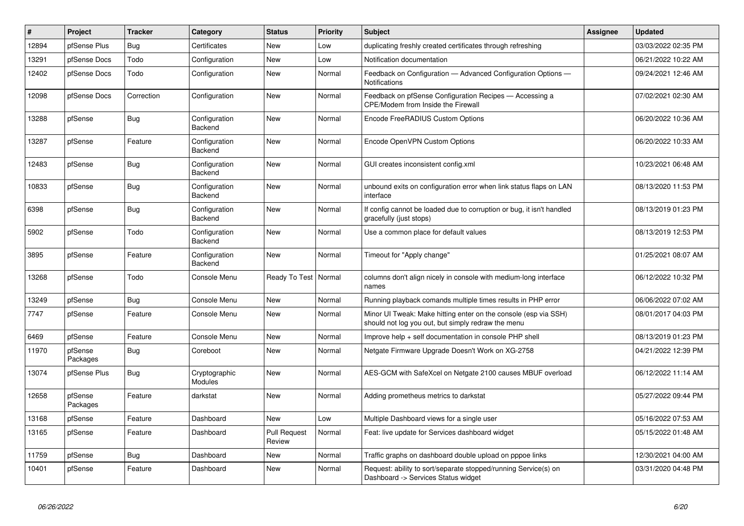| # | Project | Tracker | Category | Status | Priority | Subject | Assignee | Updated |
|---|---|---|---|---|---|---|---|---|
| 12894 | pfSense Plus | Bug | Certificates | New | Low | duplicating freshly created certificates through refreshing | | 03/03/2022 02:35 PM |
| 13291 | pfSense Docs | Todo | Configuration | New | Low | Notification documentation | | 06/21/2022 10:22 AM |
| 12402 | pfSense Docs | Todo | Configuration | New | Normal | Feedback on Configuration — Advanced Configuration Options — Notifications | | 09/24/2021 12:46 AM |
| 12098 | pfSense Docs | Correction | Configuration | New | Normal | Feedback on pfSense Configuration Recipes — Accessing a CPE/Modem from Inside the Firewall | | 07/02/2021 02:30 AM |
| 13288 | pfSense | Bug | Configuration Backend | New | Normal | Encode FreeRADIUS Custom Options | | 06/20/2022 10:36 AM |
| 13287 | pfSense | Feature | Configuration Backend | New | Normal | Encode OpenVPN Custom Options | | 06/20/2022 10:33 AM |
| 12483 | pfSense | Bug | Configuration Backend | New | Normal | GUI creates inconsistent config.xml | | 10/23/2021 06:48 AM |
| 10833 | pfSense | Bug | Configuration Backend | New | Normal | unbound exits on configuration error when link status flaps on LAN interface | | 08/13/2020 11:53 PM |
| 6398 | pfSense | Bug | Configuration Backend | New | Normal | If config cannot be loaded due to corruption or bug, it isn't handled gracefully (just stops) | | 08/13/2019 01:23 PM |
| 5902 | pfSense | Todo | Configuration Backend | New | Normal | Use a common place for default values | | 08/13/2019 12:53 PM |
| 3895 | pfSense | Feature | Configuration Backend | New | Normal | Timeout for "Apply change" | | 01/25/2021 08:07 AM |
| 13268 | pfSense | Todo | Console Menu | Ready To Test | Normal | columns don't align nicely in console with medium-long interface names | | 06/12/2022 10:32 PM |
| 13249 | pfSense | Bug | Console Menu | New | Normal | Running playback comands multiple times results in PHP error | | 06/06/2022 07:02 AM |
| 7747 | pfSense | Feature | Console Menu | New | Normal | Minor UI Tweak: Make hitting enter on the console (esp via SSH) should not log you out, but simply redraw the menu | | 08/01/2017 04:03 PM |
| 6469 | pfSense | Feature | Console Menu | New | Normal | Improve help + self documentation in console PHP shell | | 08/13/2019 01:23 PM |
| 11970 | pfSense Packages | Bug | Coreboot | New | Normal | Netgate Firmware Upgrade Doesn't Work on XG-2758 | | 04/21/2022 12:39 PM |
| 13074 | pfSense Plus | Bug | Cryptographic Modules | New | Normal | AES-GCM with SafeXcel on Netgate 2100 causes MBUF overload | | 06/12/2022 11:14 AM |
| 12658 | pfSense Packages | Feature | darkstat | New | Normal | Adding prometheus metrics to darkstat | | 05/27/2022 09:44 PM |
| 13168 | pfSense | Feature | Dashboard | New | Low | Multiple Dashboard views for a single user | | 05/16/2022 07:53 AM |
| 13165 | pfSense | Feature | Dashboard | Pull Request Review | Normal | Feat: live update for Services dashboard widget | | 05/15/2022 01:48 AM |
| 11759 | pfSense | Bug | Dashboard | New | Normal | Traffic graphs on dashboard double upload on pppoe links | | 12/30/2021 04:00 AM |
| 10401 | pfSense | Feature | Dashboard | New | Normal | Request: ability to sort/separate stopped/running Service(s) on Dashboard -> Services Status widget | | 03/31/2020 04:48 PM |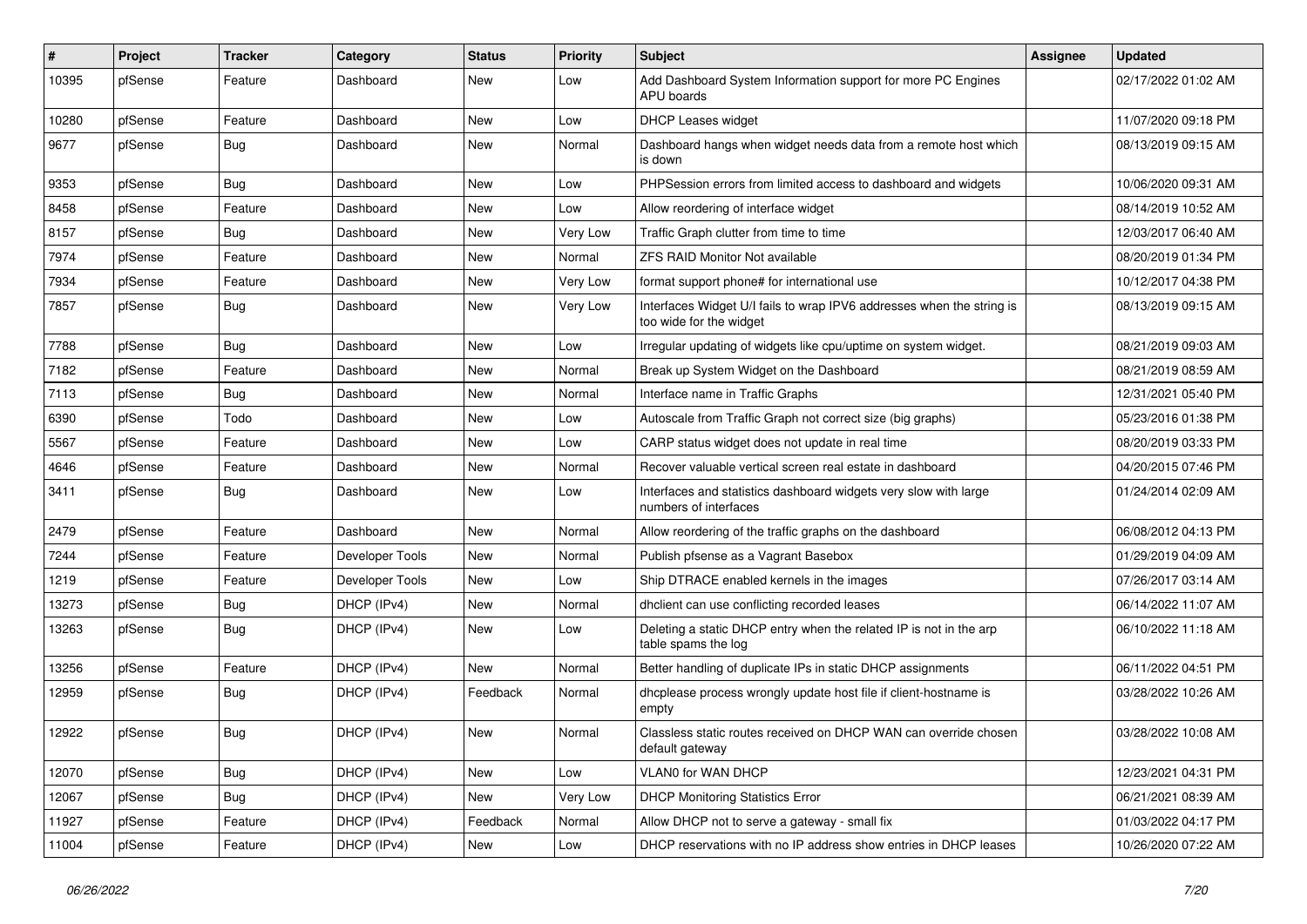| # | Project | Tracker | Category | Status | Priority | Subject | Assignee | Updated |
|---|---|---|---|---|---|---|---|---|
| 10395 | pfSense | Feature | Dashboard | New | Low | Add Dashboard System Information support for more PC Engines APU boards | | 02/17/2022 01:02 AM |
| 10280 | pfSense | Feature | Dashboard | New | Low | DHCP Leases widget | | 11/07/2020 09:18 PM |
| 9677 | pfSense | Bug | Dashboard | New | Normal | Dashboard hangs when widget needs data from a remote host which is down | | 08/13/2019 09:15 AM |
| 9353 | pfSense | Bug | Dashboard | New | Low | PHPSession errors from limited access to dashboard and widgets | | 10/06/2020 09:31 AM |
| 8458 | pfSense | Feature | Dashboard | New | Low | Allow reordering of interface widget | | 08/14/2019 10:52 AM |
| 8157 | pfSense | Bug | Dashboard | New | Very Low | Traffic Graph clutter from time to time | | 12/03/2017 06:40 AM |
| 7974 | pfSense | Feature | Dashboard | New | Normal | ZFS RAID Monitor Not available | | 08/20/2019 01:34 PM |
| 7934 | pfSense | Feature | Dashboard | New | Very Low | format support phone# for international use | | 10/12/2017 04:38 PM |
| 7857 | pfSense | Bug | Dashboard | New | Very Low | Interfaces Widget U/I fails to wrap IPV6 addresses when the string is too wide for the widget | | 08/13/2019 09:15 AM |
| 7788 | pfSense | Bug | Dashboard | New | Low | Irregular updating of widgets like cpu/uptime on system widget. | | 08/21/2019 09:03 AM |
| 7182 | pfSense | Feature | Dashboard | New | Normal | Break up System Widget on the Dashboard | | 08/21/2019 08:59 AM |
| 7113 | pfSense | Bug | Dashboard | New | Normal | Interface name in Traffic Graphs | | 12/31/2021 05:40 PM |
| 6390 | pfSense | Todo | Dashboard | New | Low | Autoscale from Traffic Graph not correct size (big graphs) | | 05/23/2016 01:38 PM |
| 5567 | pfSense | Feature | Dashboard | New | Low | CARP status widget does not update in real time | | 08/20/2019 03:33 PM |
| 4646 | pfSense | Feature | Dashboard | New | Normal | Recover valuable vertical screen real estate in dashboard | | 04/20/2015 07:46 PM |
| 3411 | pfSense | Bug | Dashboard | New | Low | Interfaces and statistics dashboard widgets very slow with large numbers of interfaces | | 01/24/2014 02:09 AM |
| 2479 | pfSense | Feature | Dashboard | New | Normal | Allow reordering of the traffic graphs on the dashboard | | 06/08/2012 04:13 PM |
| 7244 | pfSense | Feature | Developer Tools | New | Normal | Publish pfsense as a Vagrant Basebox | | 01/29/2019 04:09 AM |
| 1219 | pfSense | Feature | Developer Tools | New | Low | Ship DTRACE enabled kernels in the images | | 07/26/2017 03:14 AM |
| 13273 | pfSense | Bug | DHCP (IPv4) | New | Normal | dhclient can use conflicting recorded leases | | 06/14/2022 11:07 AM |
| 13263 | pfSense | Bug | DHCP (IPv4) | New | Low | Deleting a static DHCP entry when the related IP is not in the arp table spams the log | | 06/10/2022 11:18 AM |
| 13256 | pfSense | Feature | DHCP (IPv4) | New | Normal | Better handling of duplicate IPs in static DHCP assignments | | 06/11/2022 04:51 PM |
| 12959 | pfSense | Bug | DHCP (IPv4) | Feedback | Normal | dhcplease process wrongly update host file if client-hostname is empty | | 03/28/2022 10:26 AM |
| 12922 | pfSense | Bug | DHCP (IPv4) | New | Normal | Classless static routes received on DHCP WAN can override chosen default gateway | | 03/28/2022 10:08 AM |
| 12070 | pfSense | Bug | DHCP (IPv4) | New | Low | VLAN0 for WAN DHCP | | 12/23/2021 04:31 PM |
| 12067 | pfSense | Bug | DHCP (IPv4) | New | Very Low | DHCP Monitoring Statistics Error | | 06/21/2021 08:39 AM |
| 11927 | pfSense | Feature | DHCP (IPv4) | Feedback | Normal | Allow DHCP not to serve a gateway - small fix | | 01/03/2022 04:17 PM |
| 11004 | pfSense | Feature | DHCP (IPv4) | New | Low | DHCP reservations with no IP address show entries in DHCP leases | | 10/26/2020 07:22 AM |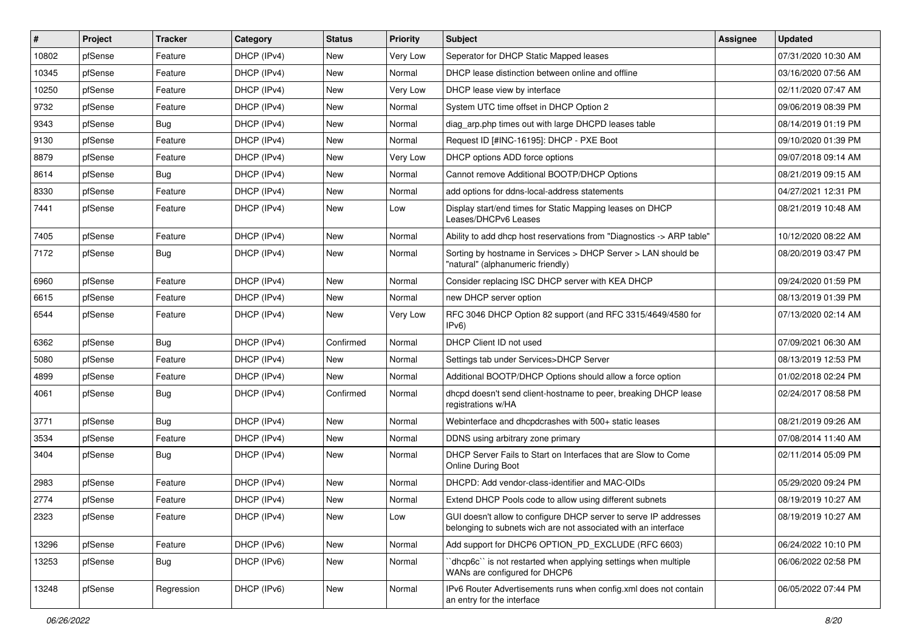| # | Project | Tracker | Category | Status | Priority | Subject | Assignee | Updated |
|---|---|---|---|---|---|---|---|---|
| 10802 | pfSense | Feature | DHCP (IPv4) | New | Very Low | Seperator for DHCP Static Mapped leases | | 07/31/2020 10:30 AM |
| 10345 | pfSense | Feature | DHCP (IPv4) | New | Normal | DHCP lease distinction between online and offline | | 03/16/2020 07:56 AM |
| 10250 | pfSense | Feature | DHCP (IPv4) | New | Very Low | DHCP lease view by interface | | 02/11/2020 07:47 AM |
| 9732 | pfSense | Feature | DHCP (IPv4) | New | Normal | System UTC time offset in DHCP Option 2 | | 09/06/2019 08:39 PM |
| 9343 | pfSense | Bug | DHCP (IPv4) | New | Normal | diag_arp.php times out with large DHCPD leases table | | 08/14/2019 01:19 PM |
| 9130 | pfSense | Feature | DHCP (IPv4) | New | Normal | Request ID [#INC-16195]: DHCP - PXE Boot | | 09/10/2020 01:39 PM |
| 8879 | pfSense | Feature | DHCP (IPv4) | New | Very Low | DHCP options ADD force options | | 09/07/2018 09:14 AM |
| 8614 | pfSense | Bug | DHCP (IPv4) | New | Normal | Cannot remove Additional BOOTP/DHCP Options | | 08/21/2019 09:15 AM |
| 8330 | pfSense | Feature | DHCP (IPv4) | New | Normal | add options for ddns-local-address statements | | 04/27/2021 12:31 PM |
| 7441 | pfSense | Feature | DHCP (IPv4) | New | Low | Display start/end times for Static Mapping leases on DHCP Leases/DHCPv6 Leases | | 08/21/2019 10:48 AM |
| 7405 | pfSense | Feature | DHCP (IPv4) | New | Normal | Ability to add dhcp host reservations from "Diagnostics -> ARP table" | | 10/12/2020 08:22 AM |
| 7172 | pfSense | Bug | DHCP (IPv4) | New | Normal | Sorting by hostname in Services > DHCP Server > LAN should be "natural" (alphanumeric friendly) | | 08/20/2019 03:47 PM |
| 6960 | pfSense | Feature | DHCP (IPv4) | New | Normal | Consider replacing ISC DHCP server with KEA DHCP | | 09/24/2020 01:59 PM |
| 6615 | pfSense | Feature | DHCP (IPv4) | New | Normal | new DHCP server option | | 08/13/2019 01:39 PM |
| 6544 | pfSense | Feature | DHCP (IPv4) | New | Very Low | RFC 3046 DHCP Option 82 support (and RFC 3315/4649/4580 for IPv6) | | 07/13/2020 02:14 AM |
| 6362 | pfSense | Bug | DHCP (IPv4) | Confirmed | Normal | DHCP Client ID not used | | 07/09/2021 06:30 AM |
| 5080 | pfSense | Feature | DHCP (IPv4) | New | Normal | Settings tab under Services>DHCP Server | | 08/13/2019 12:53 PM |
| 4899 | pfSense | Feature | DHCP (IPv4) | New | Normal | Additional BOOTP/DHCP Options should allow a force option | | 01/02/2018 02:24 PM |
| 4061 | pfSense | Bug | DHCP (IPv4) | Confirmed | Normal | dhcpd doesn't send client-hostname to peer, breaking DHCP lease registrations w/HA | | 02/24/2017 08:58 PM |
| 3771 | pfSense | Bug | DHCP (IPv4) | New | Normal | Webinterface and dhcpdcrashes with 500+ static leases | | 08/21/2019 09:26 AM |
| 3534 | pfSense | Feature | DHCP (IPv4) | New | Normal | DDNS using arbitrary zone primary | | 07/08/2014 11:40 AM |
| 3404 | pfSense | Bug | DHCP (IPv4) | New | Normal | DHCP Server Fails to Start on Interfaces that are Slow to Come Online During Boot | | 02/11/2014 05:09 PM |
| 2983 | pfSense | Feature | DHCP (IPv4) | New | Normal | DHCPD: Add vendor-class-identifier and MAC-OIDs | | 05/29/2020 09:24 PM |
| 2774 | pfSense | Feature | DHCP (IPv4) | New | Normal | Extend DHCP Pools code to allow using different subnets | | 08/19/2019 10:27 AM |
| 2323 | pfSense | Feature | DHCP (IPv4) | New | Low | GUI doesn't allow to configure DHCP server to serve IP addresses belonging to subnets wich are not associated with an interface | | 08/19/2019 10:27 AM |
| 13296 | pfSense | Feature | DHCP (IPv6) | New | Normal | Add support for DHCP6 OPTION_PD_EXCLUDE (RFC 6603) | | 06/24/2022 10:10 PM |
| 13253 | pfSense | Bug | DHCP (IPv6) | New | Normal | ``dhcp6c`` is not restarted when applying settings when multiple WANs are configured for DHCP6 | | 06/06/2022 02:58 PM |
| 13248 | pfSense | Regression | DHCP (IPv6) | New | Normal | IPv6 Router Advertisements runs when config.xml does not contain an entry for the interface | | 06/05/2022 07:44 PM |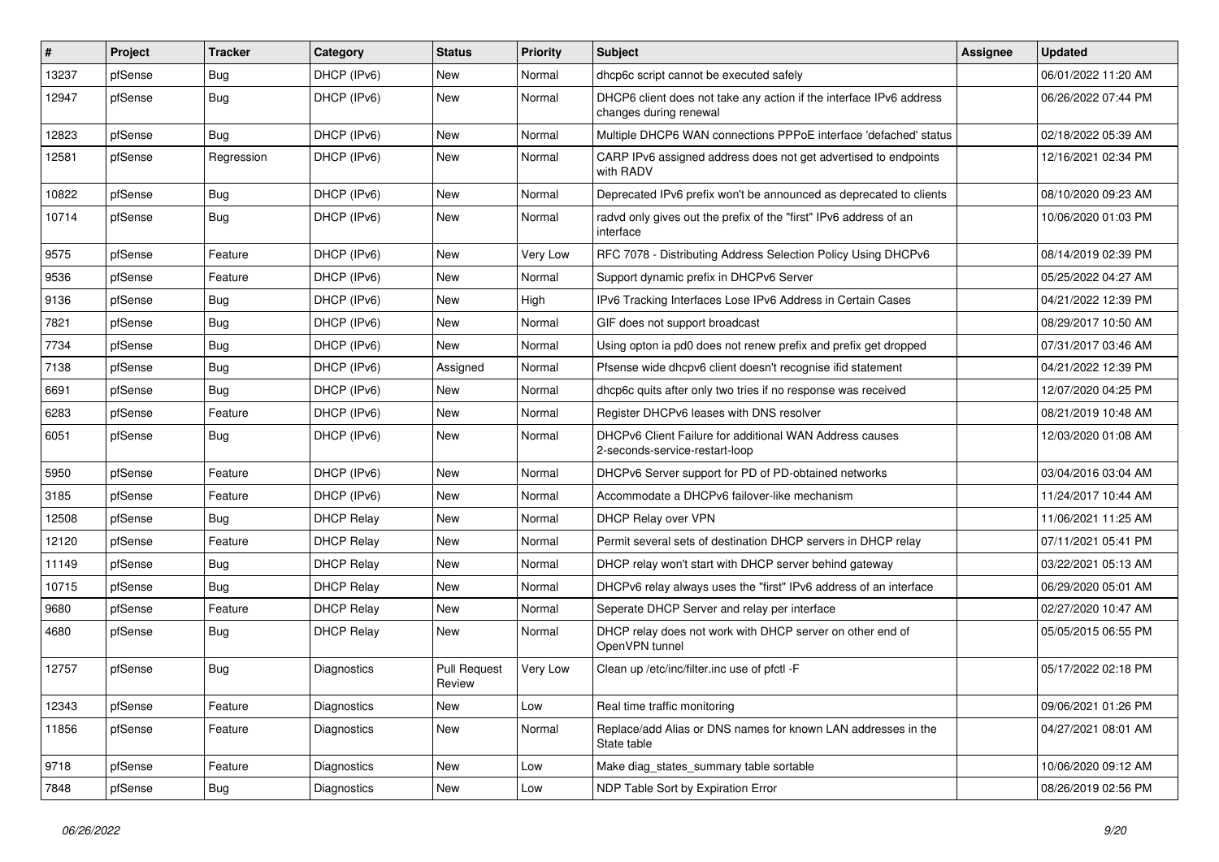| # | Project | Tracker | Category | Status | Priority | Subject | Assignee | Updated |
|---|---|---|---|---|---|---|---|---|
| 13237 | pfSense | Bug | DHCP (IPv6) | New | Normal | dhcp6c script cannot be executed safely | | 06/01/2022 11:20 AM |
| 12947 | pfSense | Bug | DHCP (IPv6) | New | Normal | DHCP6 client does not take any action if the interface IPv6 address changes during renewal | | 06/26/2022 07:44 PM |
| 12823 | pfSense | Bug | DHCP (IPv6) | New | Normal | Multiple DHCP6 WAN connections PPPoE interface 'defached' status | | 02/18/2022 05:39 AM |
| 12581 | pfSense | Regression | DHCP (IPv6) | New | Normal | CARP IPv6 assigned address does not get advertised to endpoints with RADV | | 12/16/2021 02:34 PM |
| 10822 | pfSense | Bug | DHCP (IPv6) | New | Normal | Deprecated IPv6 prefix won't be announced as deprecated to clients | | 08/10/2020 09:23 AM |
| 10714 | pfSense | Bug | DHCP (IPv6) | New | Normal | radvd only gives out the prefix of the "first" IPv6 address of an interface | | 10/06/2020 01:03 PM |
| 9575 | pfSense | Feature | DHCP (IPv6) | New | Very Low | RFC 7078 - Distributing Address Selection Policy Using DHCPv6 | | 08/14/2019 02:39 PM |
| 9536 | pfSense | Feature | DHCP (IPv6) | New | Normal | Support dynamic prefix in DHCPv6 Server | | 05/25/2022 04:27 AM |
| 9136 | pfSense | Bug | DHCP (IPv6) | New | High | IPv6 Tracking Interfaces Lose IPv6 Address in Certain Cases | | 04/21/2022 12:39 PM |
| 7821 | pfSense | Bug | DHCP (IPv6) | New | Normal | GIF does not support broadcast | | 08/29/2017 10:50 AM |
| 7734 | pfSense | Bug | DHCP (IPv6) | New | Normal | Using opton ia pd0 does not renew prefix and prefix get dropped | | 07/31/2017 03:46 AM |
| 7138 | pfSense | Bug | DHCP (IPv6) | Assigned | Normal | Pfsense wide dhcpv6 client doesn't recognise ifid statement | | 04/21/2022 12:39 PM |
| 6691 | pfSense | Bug | DHCP (IPv6) | New | Normal | dhcp6c quits after only two tries if no response was received | | 12/07/2020 04:25 PM |
| 6283 | pfSense | Feature | DHCP (IPv6) | New | Normal | Register DHCPv6 leases with DNS resolver | | 08/21/2019 10:48 AM |
| 6051 | pfSense | Bug | DHCP (IPv6) | New | Normal | DHCPv6 Client Failure for additional WAN Address causes 2-seconds-service-restart-loop | | 12/03/2020 01:08 AM |
| 5950 | pfSense | Feature | DHCP (IPv6) | New | Normal | DHCPv6 Server support for PD of PD-obtained networks | | 03/04/2016 03:04 AM |
| 3185 | pfSense | Feature | DHCP (IPv6) | New | Normal | Accommodate a DHCPv6 failover-like mechanism | | 11/24/2017 10:44 AM |
| 12508 | pfSense | Bug | DHCP Relay | New | Normal | DHCP Relay over VPN | | 11/06/2021 11:25 AM |
| 12120 | pfSense | Feature | DHCP Relay | New | Normal | Permit several sets of destination DHCP servers in DHCP relay | | 07/11/2021 05:41 PM |
| 11149 | pfSense | Bug | DHCP Relay | New | Normal | DHCP relay won't start with DHCP server behind gateway | | 03/22/2021 05:13 AM |
| 10715 | pfSense | Bug | DHCP Relay | New | Normal | DHCPv6 relay always uses the "first" IPv6 address of an interface | | 06/29/2020 05:01 AM |
| 9680 | pfSense | Feature | DHCP Relay | New | Normal | Seperate DHCP Server and relay per interface | | 02/27/2020 10:47 AM |
| 4680 | pfSense | Bug | DHCP Relay | New | Normal | DHCP relay does not work with DHCP server on other end of OpenVPN tunnel | | 05/05/2015 06:55 PM |
| 12757 | pfSense | Bug | Diagnostics | Pull Request Review | Very Low | Clean up /etc/inc/filter.inc use of pfctl -F | | 05/17/2022 02:18 PM |
| 12343 | pfSense | Feature | Diagnostics | New | Low | Real time traffic monitoring | | 09/06/2021 01:26 PM |
| 11856 | pfSense | Feature | Diagnostics | New | Normal | Replace/add Alias or DNS names for known LAN addresses in the State table | | 04/27/2021 08:01 AM |
| 9718 | pfSense | Feature | Diagnostics | New | Low | Make diag_states_summary table sortable | | 10/06/2020 09:12 AM |
| 7848 | pfSense | Bug | Diagnostics | New | Low | NDP Table Sort by Expiration Error | | 08/26/2019 02:56 PM |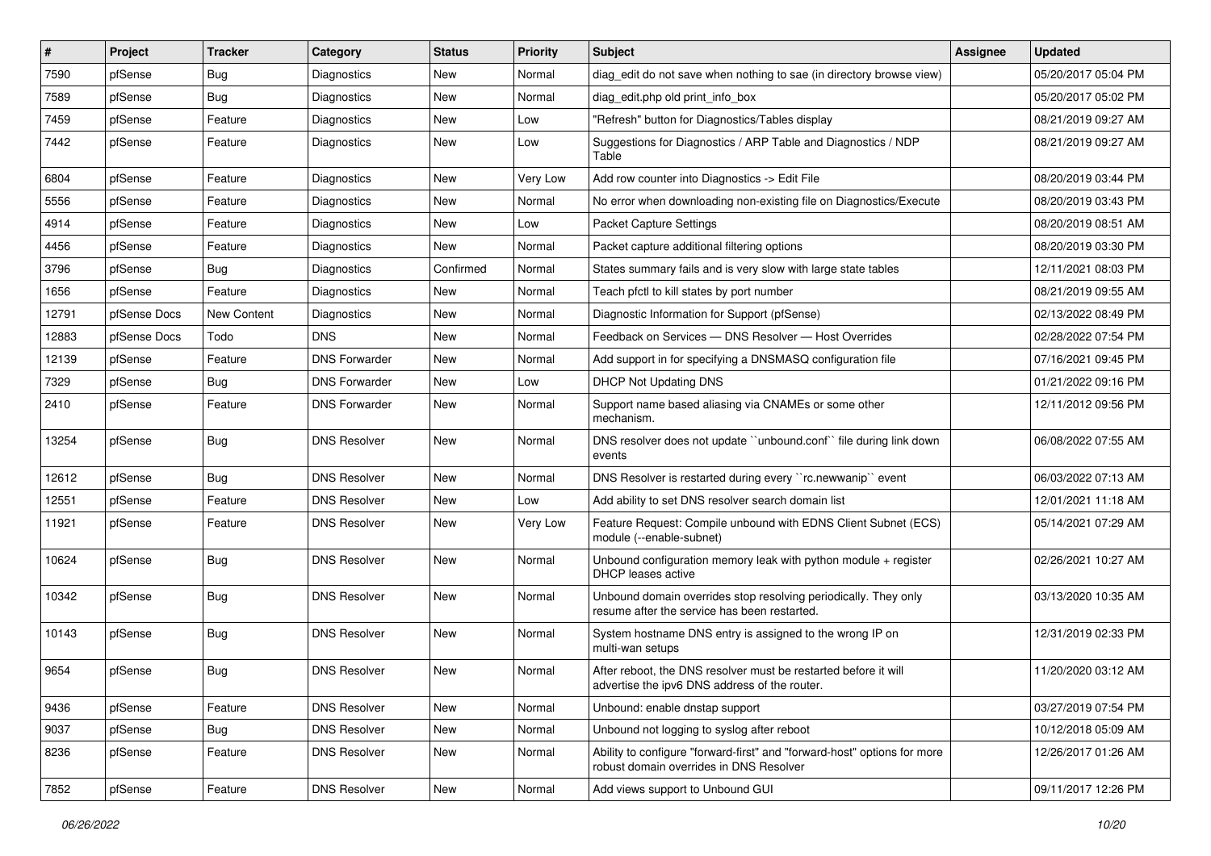| # | Project | Tracker | Category | Status | Priority | Subject | Assignee | Updated |
|---|---|---|---|---|---|---|---|---|
| 7590 | pfSense | Bug | Diagnostics | New | Normal | diag_edit do not save when nothing to sae (in directory browse view) | | 05/20/2017 05:04 PM |
| 7589 | pfSense | Bug | Diagnostics | New | Normal | diag_edit.php old print_info_box | | 05/20/2017 05:02 PM |
| 7459 | pfSense | Feature | Diagnostics | New | Low | "Refresh" button for Diagnostics/Tables display | | 08/21/2019 09:27 AM |
| 7442 | pfSense | Feature | Diagnostics | New | Low | Suggestions for Diagnostics / ARP Table and Diagnostics / NDP Table | | 08/21/2019 09:27 AM |
| 6804 | pfSense | Feature | Diagnostics | New | Very Low | Add row counter into Diagnostics -> Edit File | | 08/20/2019 03:44 PM |
| 5556 | pfSense | Feature | Diagnostics | New | Normal | No error when downloading non-existing file on Diagnostics/Execute | | 08/20/2019 03:43 PM |
| 4914 | pfSense | Feature | Diagnostics | New | Low | Packet Capture Settings | | 08/20/2019 08:51 AM |
| 4456 | pfSense | Feature | Diagnostics | New | Normal | Packet capture additional filtering options | | 08/20/2019 03:30 PM |
| 3796 | pfSense | Bug | Diagnostics | Confirmed | Normal | States summary fails and is very slow with large state tables | | 12/11/2021 08:03 PM |
| 1656 | pfSense | Feature | Diagnostics | New | Normal | Teach pfctl to kill states by port number | | 08/21/2019 09:55 AM |
| 12791 | pfSense Docs | New Content | Diagnostics | New | Normal | Diagnostic Information for Support (pfSense) | | 02/13/2022 08:49 PM |
| 12883 | pfSense Docs | Todo | DNS | New | Normal | Feedback on Services — DNS Resolver — Host Overrides | | 02/28/2022 07:54 PM |
| 12139 | pfSense | Feature | DNS Forwarder | New | Normal | Add support in for specifying a DNSMASQ configuration file | | 07/16/2021 09:45 PM |
| 7329 | pfSense | Bug | DNS Forwarder | New | Low | DHCP Not Updating DNS | | 01/21/2022 09:16 PM |
| 2410 | pfSense | Feature | DNS Forwarder | New | Normal | Support name based aliasing via CNAMEs or some other mechanism. | | 12/11/2012 09:56 PM |
| 13254 | pfSense | Bug | DNS Resolver | New | Normal | DNS resolver does not update ``unbound.conf`` file during link down events | | 06/08/2022 07:55 AM |
| 12612 | pfSense | Bug | DNS Resolver | New | Normal | DNS Resolver is restarted during every ``rc.newwanip`` event | | 06/03/2022 07:13 AM |
| 12551 | pfSense | Feature | DNS Resolver | New | Low | Add ability to set DNS resolver search domain list | | 12/01/2021 11:18 AM |
| 11921 | pfSense | Feature | DNS Resolver | New | Very Low | Feature Request: Compile unbound with EDNS Client Subnet (ECS) module (--enable-subnet) | | 05/14/2021 07:29 AM |
| 10624 | pfSense | Bug | DNS Resolver | New | Normal | Unbound configuration memory leak with python module + register DHCP leases active | | 02/26/2021 10:27 AM |
| 10342 | pfSense | Bug | DNS Resolver | New | Normal | Unbound domain overrides stop resolving periodically. They only resume after the service has been restarted. | | 03/13/2020 10:35 AM |
| 10143 | pfSense | Bug | DNS Resolver | New | Normal | System hostname DNS entry is assigned to the wrong IP on multi-wan setups | | 12/31/2019 02:33 PM |
| 9654 | pfSense | Bug | DNS Resolver | New | Normal | After reboot, the DNS resolver must be restarted before it will advertise the ipv6 DNS address of the router. | | 11/20/2020 03:12 AM |
| 9436 | pfSense | Feature | DNS Resolver | New | Normal | Unbound: enable dnstap support | | 03/27/2019 07:54 PM |
| 9037 | pfSense | Bug | DNS Resolver | New | Normal | Unbound not logging to syslog after reboot | | 10/12/2018 05:09 AM |
| 8236 | pfSense | Feature | DNS Resolver | New | Normal | Ability to configure "forward-first" and "forward-host" options for more robust domain overrides in DNS Resolver | | 12/26/2017 01:26 AM |
| 7852 | pfSense | Feature | DNS Resolver | New | Normal | Add views support to Unbound GUI | | 09/11/2017 12:26 PM |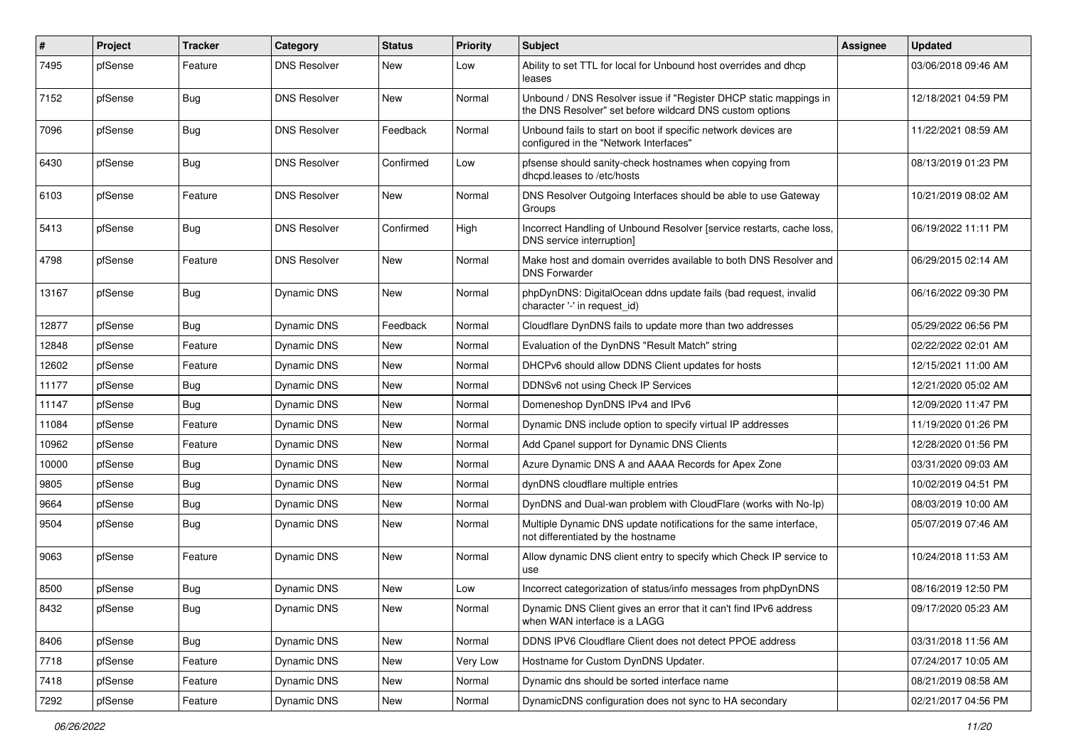| # | Project | Tracker | Category | Status | Priority | Subject | Assignee | Updated |
|---|---|---|---|---|---|---|---|---|
| 7495 | pfSense | Feature | DNS Resolver | New | Low | Ability to set TTL for local for Unbound host overrides and dhcp leases | | 03/06/2018 09:46 AM |
| 7152 | pfSense | Bug | DNS Resolver | New | Normal | Unbound / DNS Resolver issue if "Register DHCP static mappings in the DNS Resolver" set before wildcard DNS custom options | | 12/18/2021 04:59 PM |
| 7096 | pfSense | Bug | DNS Resolver | Feedback | Normal | Unbound fails to start on boot if specific network devices are configured in the "Network Interfaces" | | 11/22/2021 08:59 AM |
| 6430 | pfSense | Bug | DNS Resolver | Confirmed | Low | pfsense should sanity-check hostnames when copying from dhcpd.leases to /etc/hosts | | 08/13/2019 01:23 PM |
| 6103 | pfSense | Feature | DNS Resolver | New | Normal | DNS Resolver Outgoing Interfaces should be able to use Gateway Groups | | 10/21/2019 08:02 AM |
| 5413 | pfSense | Bug | DNS Resolver | Confirmed | High | Incorrect Handling of Unbound Resolver [service restarts, cache loss, DNS service interruption] | | 06/19/2022 11:11 PM |
| 4798 | pfSense | Feature | DNS Resolver | New | Normal | Make host and domain overrides available to both DNS Resolver and DNS Forwarder | | 06/29/2015 02:14 AM |
| 13167 | pfSense | Bug | Dynamic DNS | New | Normal | phpDynDNS: DigitalOcean ddns update fails (bad request, invalid character '-' in request_id) | | 06/16/2022 09:30 PM |
| 12877 | pfSense | Bug | Dynamic DNS | Feedback | Normal | Cloudflare DynDNS fails to update more than two addresses | | 05/29/2022 06:56 PM |
| 12848 | pfSense | Feature | Dynamic DNS | New | Normal | Evaluation of the DynDNS "Result Match" string | | 02/22/2022 02:01 AM |
| 12602 | pfSense | Feature | Dynamic DNS | New | Normal | DHCPv6 should allow DDNS Client updates for hosts | | 12/15/2021 11:00 AM |
| 11177 | pfSense | Bug | Dynamic DNS | New | Normal | DDNSv6 not using Check IP Services | | 12/21/2020 05:02 AM |
| 11147 | pfSense | Bug | Dynamic DNS | New | Normal | Domeneshop DynDNS IPv4 and IPv6 | | 12/09/2020 11:47 PM |
| 11084 | pfSense | Feature | Dynamic DNS | New | Normal | Dynamic DNS include option to specify virtual IP addresses | | 11/19/2020 01:26 PM |
| 10962 | pfSense | Feature | Dynamic DNS | New | Normal | Add Cpanel support for Dynamic DNS Clients | | 12/28/2020 01:56 PM |
| 10000 | pfSense | Bug | Dynamic DNS | New | Normal | Azure Dynamic DNS A and AAAA Records for Apex Zone | | 03/31/2020 09:03 AM |
| 9805 | pfSense | Bug | Dynamic DNS | New | Normal | dynDNS cloudflare multiple entries | | 10/02/2019 04:51 PM |
| 9664 | pfSense | Bug | Dynamic DNS | New | Normal | DynDNS and Dual-wan problem with CloudFlare (works with No-Ip) | | 08/03/2019 10:00 AM |
| 9504 | pfSense | Bug | Dynamic DNS | New | Normal | Multiple Dynamic DNS update notifications for the same interface, not differentiated by the hostname | | 05/07/2019 07:46 AM |
| 9063 | pfSense | Feature | Dynamic DNS | New | Normal | Allow dynamic DNS client entry to specify which Check IP service to use | | 10/24/2018 11:53 AM |
| 8500 | pfSense | Bug | Dynamic DNS | New | Low | Incorrect categorization of status/info messages from phpDynDNS | | 08/16/2019 12:50 PM |
| 8432 | pfSense | Bug | Dynamic DNS | New | Normal | Dynamic DNS Client gives an error that it can't find IPv6 address when WAN interface is a LAGG | | 09/17/2020 05:23 AM |
| 8406 | pfSense | Bug | Dynamic DNS | New | Normal | DDNS IPV6 Cloudflare Client does not detect PPOE address | | 03/31/2018 11:56 AM |
| 7718 | pfSense | Feature | Dynamic DNS | New | Very Low | Hostname for Custom DynDNS Updater. | | 07/24/2017 10:05 AM |
| 7418 | pfSense | Feature | Dynamic DNS | New | Normal | Dynamic dns should be sorted interface name | | 08/21/2019 08:58 AM |
| 7292 | pfSense | Feature | Dynamic DNS | New | Normal | DynamicDNS configuration does not sync to HA secondary | | 02/21/2017 04:56 PM |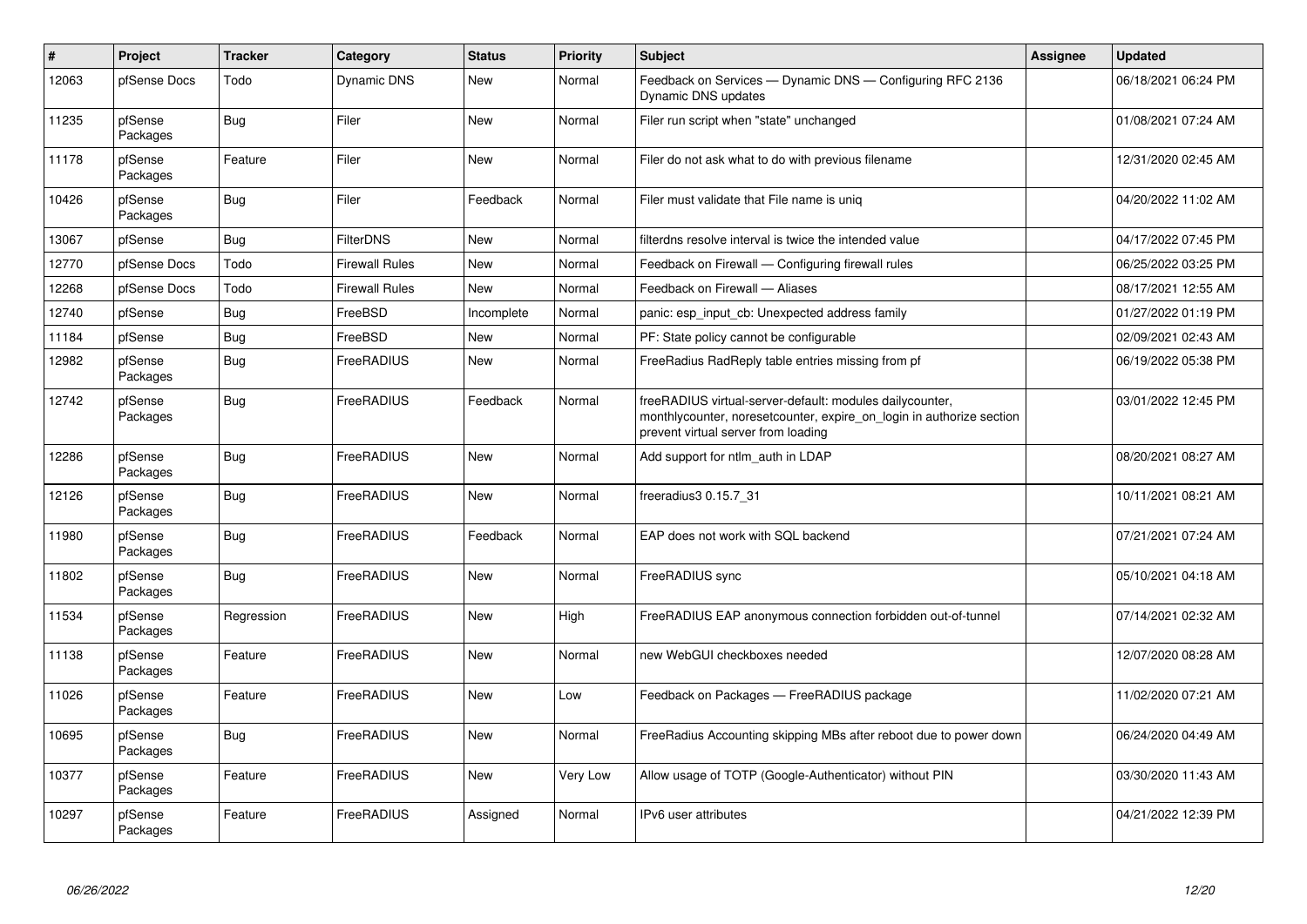| # | Project | Tracker | Category | Status | Priority | Subject | Assignee | Updated |
|---|---|---|---|---|---|---|---|---|
| 12063 | pfSense Docs | Todo | Dynamic DNS | New | Normal | Feedback on Services — Dynamic DNS — Configuring RFC 2136 Dynamic DNS updates | | 06/18/2021 06:24 PM |
| 11235 | pfSense Packages | Bug | Filer | New | Normal | Filer run script when "state" unchanged | | 01/08/2021 07:24 AM |
| 11178 | pfSense Packages | Feature | Filer | New | Normal | Filer do not ask what to do with previous filename | | 12/31/2020 02:45 AM |
| 10426 | pfSense Packages | Bug | Filer | Feedback | Normal | Filer must validate that File name is uniq | | 04/20/2022 11:02 AM |
| 13067 | pfSense | Bug | FilterDNS | New | Normal | filterdns resolve interval is twice the intended value | | 04/17/2022 07:45 PM |
| 12770 | pfSense Docs | Todo | Firewall Rules | New | Normal | Feedback on Firewall — Configuring firewall rules | | 06/25/2022 03:25 PM |
| 12268 | pfSense Docs | Todo | Firewall Rules | New | Normal | Feedback on Firewall — Aliases | | 08/17/2021 12:55 AM |
| 12740 | pfSense | Bug | FreeBSD | Incomplete | Normal | panic: esp_input_cb: Unexpected address family | | 01/27/2022 01:19 PM |
| 11184 | pfSense | Bug | FreeBSD | New | Normal | PF: State policy cannot be configurable | | 02/09/2021 02:43 AM |
| 12982 | pfSense Packages | Bug | FreeRADIUS | New | Normal | FreeRadius RadReply table entries missing from pf | | 06/19/2022 05:38 PM |
| 12742 | pfSense Packages | Bug | FreeRADIUS | Feedback | Normal | freeRADIUS virtual-server-default: modules dailycounter, monthlycounter, noresetcounter, expire_on_login in authorize section prevent virtual server from loading | | 03/01/2022 12:45 PM |
| 12286 | pfSense Packages | Bug | FreeRADIUS | New | Normal | Add support for ntlm_auth in LDAP | | 08/20/2021 08:27 AM |
| 12126 | pfSense Packages | Bug | FreeRADIUS | New | Normal | freeradius3 0.15.7_31 | | 10/11/2021 08:21 AM |
| 11980 | pfSense Packages | Bug | FreeRADIUS | Feedback | Normal | EAP does not work with SQL backend | | 07/21/2021 07:24 AM |
| 11802 | pfSense Packages | Bug | FreeRADIUS | New | Normal | FreeRADIUS sync | | 05/10/2021 04:18 AM |
| 11534 | pfSense Packages | Regression | FreeRADIUS | New | High | FreeRADIUS EAP anonymous connection forbidden out-of-tunnel | | 07/14/2021 02:32 AM |
| 11138 | pfSense Packages | Feature | FreeRADIUS | New | Normal | new WebGUI checkboxes needed | | 12/07/2020 08:28 AM |
| 11026 | pfSense Packages | Feature | FreeRADIUS | New | Low | Feedback on Packages — FreeRADIUS package | | 11/02/2020 07:21 AM |
| 10695 | pfSense Packages | Bug | FreeRADIUS | New | Normal | FreeRadius Accounting skipping MBs after reboot due to power down | | 06/24/2020 04:49 AM |
| 10377 | pfSense Packages | Feature | FreeRADIUS | New | Very Low | Allow usage of TOTP (Google-Authenticator) without PIN | | 03/30/2020 11:43 AM |
| 10297 | pfSense Packages | Feature | FreeRADIUS | Assigned | Normal | IPv6 user attributes | | 04/21/2022 12:39 PM |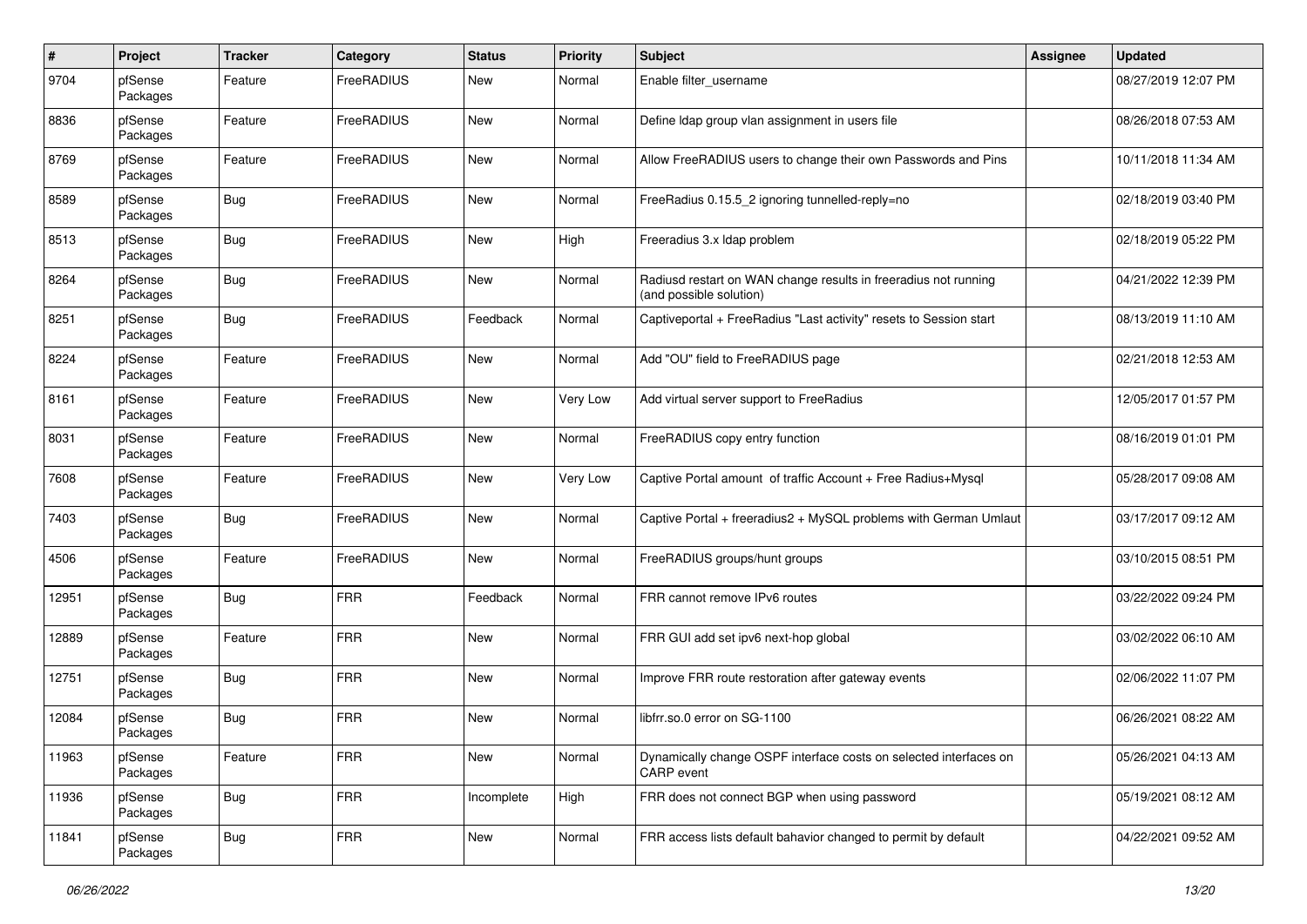| # | Project | Tracker | Category | Status | Priority | Subject | Assignee | Updated |
| --- | --- | --- | --- | --- | --- | --- | --- | --- |
| 9704 | pfSense Packages | Feature | FreeRADIUS | New | Normal | Enable filter_username | | 08/27/2019 12:07 PM |
| 8836 | pfSense Packages | Feature | FreeRADIUS | New | Normal | Define ldap group vlan assignment in users file | | 08/26/2018 07:53 AM |
| 8769 | pfSense Packages | Feature | FreeRADIUS | New | Normal | Allow FreeRADIUS users to change their own Passwords and Pins | | 10/11/2018 11:34 AM |
| 8589 | pfSense Packages | Bug | FreeRADIUS | New | Normal | FreeRadius 0.15.5_2 ignoring tunnelled-reply=no | | 02/18/2019 03:40 PM |
| 8513 | pfSense Packages | Bug | FreeRADIUS | New | High | Freeradius 3.x ldap problem | | 02/18/2019 05:22 PM |
| 8264 | pfSense Packages | Bug | FreeRADIUS | New | Normal | Radiusd restart on WAN change results in freeradius not running (and possible solution) | | 04/21/2022 12:39 PM |
| 8251 | pfSense Packages | Bug | FreeRADIUS | Feedback | Normal | Captiveportal + FreeRadius "Last activity" resets to Session start | | 08/13/2019 11:10 AM |
| 8224 | pfSense Packages | Feature | FreeRADIUS | New | Normal | Add "OU" field to FreeRADIUS page | | 02/21/2018 12:53 AM |
| 8161 | pfSense Packages | Feature | FreeRADIUS | New | Very Low | Add virtual server support to FreeRadius | | 12/05/2017 01:57 PM |
| 8031 | pfSense Packages | Feature | FreeRADIUS | New | Normal | FreeRADIUS copy entry function | | 08/16/2019 01:01 PM |
| 7608 | pfSense Packages | Feature | FreeRADIUS | New | Very Low | Captive Portal amount of traffic Account + Free Radius+Mysql | | 05/28/2017 09:08 AM |
| 7403 | pfSense Packages | Bug | FreeRADIUS | New | Normal | Captive Portal + freeradius2 + MySQL problems with German Umlaut | | 03/17/2017 09:12 AM |
| 4506 | pfSense Packages | Feature | FreeRADIUS | New | Normal | FreeRADIUS groups/hunt groups | | 03/10/2015 08:51 PM |
| 12951 | pfSense Packages | Bug | FRR | Feedback | Normal | FRR cannot remove IPv6 routes | | 03/22/2022 09:24 PM |
| 12889 | pfSense Packages | Feature | FRR | New | Normal | FRR GUI add set ipv6 next-hop global | | 03/02/2022 06:10 AM |
| 12751 | pfSense Packages | Bug | FRR | New | Normal | Improve FRR route restoration after gateway events | | 02/06/2022 11:07 PM |
| 12084 | pfSense Packages | Bug | FRR | New | Normal | libfrr.so.0 error on SG-1100 | | 06/26/2021 08:22 AM |
| 11963 | pfSense Packages | Feature | FRR | New | Normal | Dynamically change OSPF interface costs on selected interfaces on CARP event | | 05/26/2021 04:13 AM |
| 11936 | pfSense Packages | Bug | FRR | Incomplete | High | FRR does not connect BGP when using password | | 05/19/2021 08:12 AM |
| 11841 | pfSense Packages | Bug | FRR | New | Normal | FRR access lists default bahavior changed to permit by default | | 04/22/2021 09:52 AM |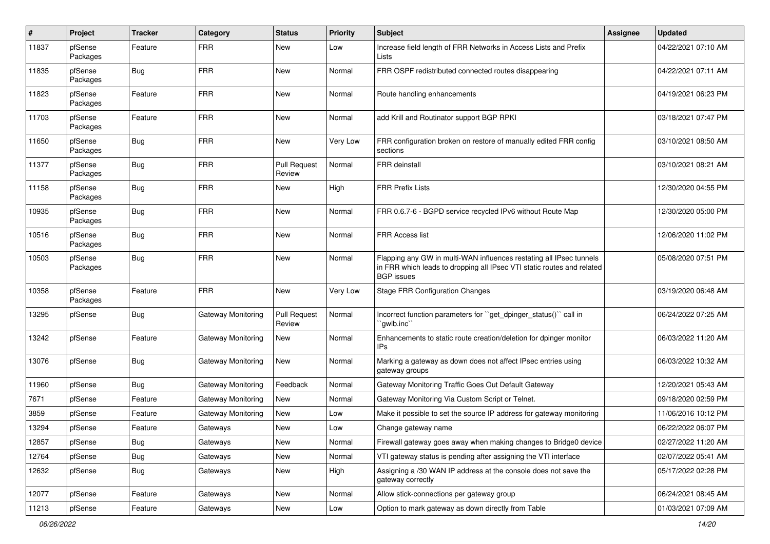| # | Project | Tracker | Category | Status | Priority | Subject | Assignee | Updated |
|---|---|---|---|---|---|---|---|---|
| 11837 | pfSense Packages | Feature | FRR | New | Low | Increase field length of FRR Networks in Access Lists and Prefix Lists | | 04/22/2021 07:10 AM |
| 11835 | pfSense Packages | Bug | FRR | New | Normal | FRR OSPF redistributed connected routes disappearing | | 04/22/2021 07:11 AM |
| 11823 | pfSense Packages | Feature | FRR | New | Normal | Route handling enhancements | | 04/19/2021 06:23 PM |
| 11703 | pfSense Packages | Feature | FRR | New | Normal | add Krill and Routinator support BGP RPKI | | 03/18/2021 07:47 PM |
| 11650 | pfSense Packages | Bug | FRR | New | Very Low | FRR configuration broken on restore of manually edited FRR config sections | | 03/10/2021 08:50 AM |
| 11377 | pfSense Packages | Bug | FRR | Pull Request Review | Normal | FRR deinstall | | 03/10/2021 08:21 AM |
| 11158 | pfSense Packages | Bug | FRR | New | High | FRR Prefix Lists | | 12/30/2020 04:55 PM |
| 10935 | pfSense Packages | Bug | FRR | New | Normal | FRR 0.6.7-6 - BGPD service recycled IPv6 without Route Map | | 12/30/2020 05:00 PM |
| 10516 | pfSense Packages | Bug | FRR | New | Normal | FRR Access list | | 12/06/2020 11:02 PM |
| 10503 | pfSense Packages | Bug | FRR | New | Normal | Flapping any GW in multi-WAN influences restating all IPsec tunnels in FRR which leads to dropping all IPsec VTI static routes and related BGP issues | | 05/08/2020 07:51 PM |
| 10358 | pfSense Packages | Feature | FRR | New | Very Low | Stage FRR Configuration Changes | | 03/19/2020 06:48 AM |
| 13295 | pfSense | Bug | Gateway Monitoring | Pull Request Review | Normal | Incorrect function parameters for ``get_dpinger_status()`` call in ``gwlb.inc`` | | 06/24/2022 07:25 AM |
| 13242 | pfSense | Feature | Gateway Monitoring | New | Normal | Enhancements to static route creation/deletion for dpinger monitor IPs | | 06/03/2022 11:20 AM |
| 13076 | pfSense | Bug | Gateway Monitoring | New | Normal | Marking a gateway as down does not affect IPsec entries using gateway groups | | 06/03/2022 10:32 AM |
| 11960 | pfSense | Bug | Gateway Monitoring | Feedback | Normal | Gateway Monitoring Traffic Goes Out Default Gateway | | 12/20/2021 05:43 AM |
| 7671 | pfSense | Feature | Gateway Monitoring | New | Normal | Gateway Monitoring Via Custom Script or Telnet. | | 09/18/2020 02:59 PM |
| 3859 | pfSense | Feature | Gateway Monitoring | New | Low | Make it possible to set the source IP address for gateway monitoring | | 11/06/2016 10:12 PM |
| 13294 | pfSense | Feature | Gateways | New | Low | Change gateway name | | 06/22/2022 06:07 PM |
| 12857 | pfSense | Bug | Gateways | New | Normal | Firewall gateway goes away when making changes to Bridge0 device | | 02/27/2022 11:20 AM |
| 12764 | pfSense | Bug | Gateways | New | Normal | VTI gateway status is pending after assigning the VTI interface | | 02/07/2022 05:41 AM |
| 12632 | pfSense | Bug | Gateways | New | High | Assigning a /30 WAN IP address at the console does not save the gateway correctly | | 05/17/2022 02:28 PM |
| 12077 | pfSense | Feature | Gateways | New | Normal | Allow stick-connections per gateway group | | 06/24/2021 08:45 AM |
| 11213 | pfSense | Feature | Gateways | New | Low | Option to mark gateway as down directly from Table | | 01/03/2021 07:09 AM |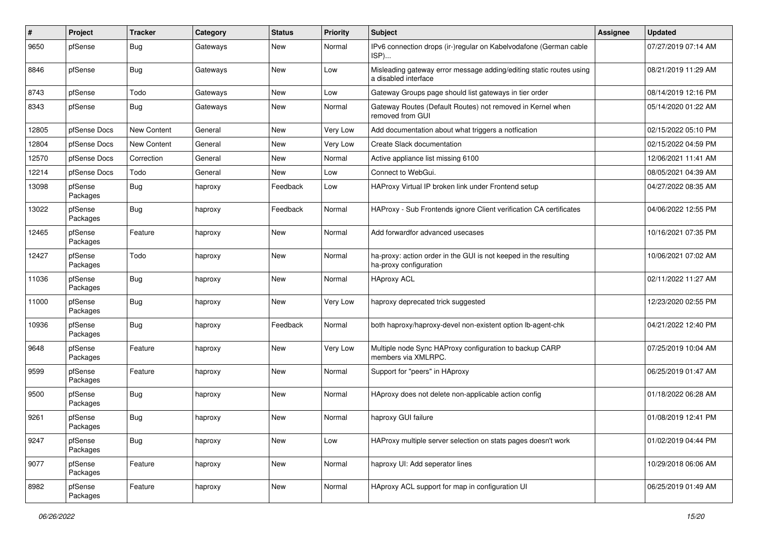| # | Project | Tracker | Category | Status | Priority | Subject | Assignee | Updated |
|---|---|---|---|---|---|---|---|---|
| 9650 | pfSense | Bug | Gateways | New | Normal | IPv6 connection drops (ir-)regular on Kabelvodafone (German cable ISP)... | | 07/27/2019 07:14 AM |
| 8846 | pfSense | Bug | Gateways | New | Low | Misleading gateway error message adding/editing static routes using a disabled interface | | 08/21/2019 11:29 AM |
| 8743 | pfSense | Todo | Gateways | New | Low | Gateway Groups page should list gateways in tier order | | 08/14/2019 12:16 PM |
| 8343 | pfSense | Bug | Gateways | New | Normal | Gateway Routes (Default Routes) not removed in Kernel when removed from GUI | | 05/14/2020 01:22 AM |
| 12805 | pfSense Docs | New Content | General | New | Very Low | Add documentation about what triggers a notfication | | 02/15/2022 05:10 PM |
| 12804 | pfSense Docs | New Content | General | New | Very Low | Create Slack documentation | | 02/15/2022 04:59 PM |
| 12570 | pfSense Docs | Correction | General | New | Normal | Active appliance list missing 6100 | | 12/06/2021 11:41 AM |
| 12214 | pfSense Docs | Todo | General | New | Low | Connect to WebGui. | | 08/05/2021 04:39 AM |
| 13098 | pfSense Packages | Bug | haproxy | Feedback | Low | HAProxy Virtual IP broken link under Frontend setup | | 04/27/2022 08:35 AM |
| 13022 | pfSense Packages | Bug | haproxy | Feedback | Normal | HAProxy - Sub Frontends ignore Client verification CA certificates | | 04/06/2022 12:55 PM |
| 12465 | pfSense Packages | Feature | haproxy | New | Normal | Add forwardfor advanced usecases | | 10/16/2021 07:35 PM |
| 12427 | pfSense Packages | Todo | haproxy | New | Normal | ha-proxy: action order in the GUI is not keeped in the resulting ha-proxy configuration | | 10/06/2021 07:02 AM |
| 11036 | pfSense Packages | Bug | haproxy | New | Normal | HAproxy ACL | | 02/11/2022 11:27 AM |
| 11000 | pfSense Packages | Bug | haproxy | New | Very Low | haproxy deprecated trick suggested | | 12/23/2020 02:55 PM |
| 10936 | pfSense Packages | Bug | haproxy | Feedback | Normal | both haproxy/haproxy-devel non-existent option lb-agent-chk | | 04/21/2022 12:40 PM |
| 9648 | pfSense Packages | Feature | haproxy | New | Very Low | Multiple node Sync HAProxy configuration to backup CARP members via XMLRPC. | | 07/25/2019 10:04 AM |
| 9599 | pfSense Packages | Feature | haproxy | New | Normal | Support for "peers" in HAproxy | | 06/25/2019 01:47 AM |
| 9500 | pfSense Packages | Bug | haproxy | New | Normal | HAproxy does not delete non-applicable action config | | 01/18/2022 06:28 AM |
| 9261 | pfSense Packages | Bug | haproxy | New | Normal | haproxy GUI failure | | 01/08/2019 12:41 PM |
| 9247 | pfSense Packages | Bug | haproxy | New | Low | HAProxy multiple server selection on stats pages doesn't work | | 01/02/2019 04:44 PM |
| 9077 | pfSense Packages | Feature | haproxy | New | Normal | haproxy UI: Add seperator lines | | 10/29/2018 06:06 AM |
| 8982 | pfSense Packages | Feature | haproxy | New | Normal | HAproxy ACL support for map in configuration UI | | 06/25/2019 01:49 AM |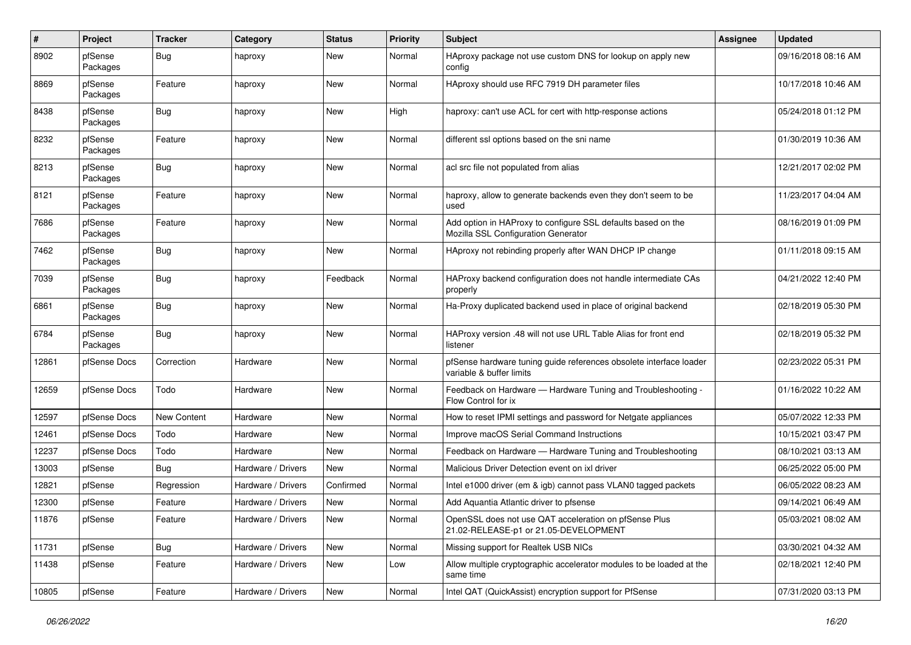| # | Project | Tracker | Category | Status | Priority | Subject | Assignee | Updated |
|---|---|---|---|---|---|---|---|---|
| 8902 | pfSense Packages | Bug | haproxy | New | Normal | HAproxy package not use custom DNS for lookup on apply new config | | 09/16/2018 08:16 AM |
| 8869 | pfSense Packages | Feature | haproxy | New | Normal | HAproxy should use RFC 7919 DH parameter files | | 10/17/2018 10:46 AM |
| 8438 | pfSense Packages | Bug | haproxy | New | High | haproxy: can't use ACL for cert with http-response actions | | 05/24/2018 01:12 PM |
| 8232 | pfSense Packages | Feature | haproxy | New | Normal | different ssl options based on the sni name | | 01/30/2019 10:36 AM |
| 8213 | pfSense Packages | Bug | haproxy | New | Normal | acl src file not populated from alias | | 12/21/2017 02:02 PM |
| 8121 | pfSense Packages | Feature | haproxy | New | Normal | haproxy, allow to generate backends even they don't seem to be used | | 11/23/2017 04:04 AM |
| 7686 | pfSense Packages | Feature | haproxy | New | Normal | Add option in HAProxy to configure SSL defaults based on the Mozilla SSL Configuration Generator | | 08/16/2019 01:09 PM |
| 7462 | pfSense Packages | Bug | haproxy | New | Normal | HAproxy not rebinding properly after WAN DHCP IP change | | 01/11/2018 09:15 AM |
| 7039 | pfSense Packages | Bug | haproxy | Feedback | Normal | HAProxy backend configuration does not handle intermediate CAs properly | | 04/21/2022 12:40 PM |
| 6861 | pfSense Packages | Bug | haproxy | New | Normal | Ha-Proxy duplicated backend used in place of original backend | | 02/18/2019 05:30 PM |
| 6784 | pfSense Packages | Bug | haproxy | New | Normal | HAProxy version .48 will not use URL Table Alias for front end listener | | 02/18/2019 05:32 PM |
| 12861 | pfSense Docs | Correction | Hardware | New | Normal | pfSense hardware tuning guide references obsolete interface loader variable & buffer limits | | 02/23/2022 05:31 PM |
| 12659 | pfSense Docs | Todo | Hardware | New | Normal | Feedback on Hardware — Hardware Tuning and Troubleshooting - Flow Control for ix | | 01/16/2022 10:22 AM |
| 12597 | pfSense Docs | New Content | Hardware | New | Normal | How to reset IPMI settings and password for Netgate appliances | | 05/07/2022 12:33 PM |
| 12461 | pfSense Docs | Todo | Hardware | New | Normal | Improve macOS Serial Command Instructions | | 10/15/2021 03:47 PM |
| 12237 | pfSense Docs | Todo | Hardware | New | Normal | Feedback on Hardware — Hardware Tuning and Troubleshooting | | 08/10/2021 03:13 AM |
| 13003 | pfSense | Bug | Hardware / Drivers | New | Normal | Malicious Driver Detection event on ixl driver | | 06/25/2022 05:00 PM |
| 12821 | pfSense | Regression | Hardware / Drivers | Confirmed | Normal | Intel e1000 driver (em & igb) cannot pass VLAN0 tagged packets | | 06/05/2022 08:23 AM |
| 12300 | pfSense | Feature | Hardware / Drivers | New | Normal | Add Aquantia Atlantic driver to pfsense | | 09/14/2021 06:49 AM |
| 11876 | pfSense | Feature | Hardware / Drivers | New | Normal | OpenSSL does not use QAT acceleration on pfSense Plus 21.02-RELEASE-p1 or 21.05-DEVELOPMENT | | 05/03/2021 08:02 AM |
| 11731 | pfSense | Bug | Hardware / Drivers | New | Normal | Missing support for Realtek USB NICs | | 03/30/2021 04:32 AM |
| 11438 | pfSense | Feature | Hardware / Drivers | New | Low | Allow multiple cryptographic accelerator modules to be loaded at the same time | | 02/18/2021 12:40 PM |
| 10805 | pfSense | Feature | Hardware / Drivers | New | Normal | Intel QAT (QuickAssist) encryption support for PfSense | | 07/31/2020 03:13 PM |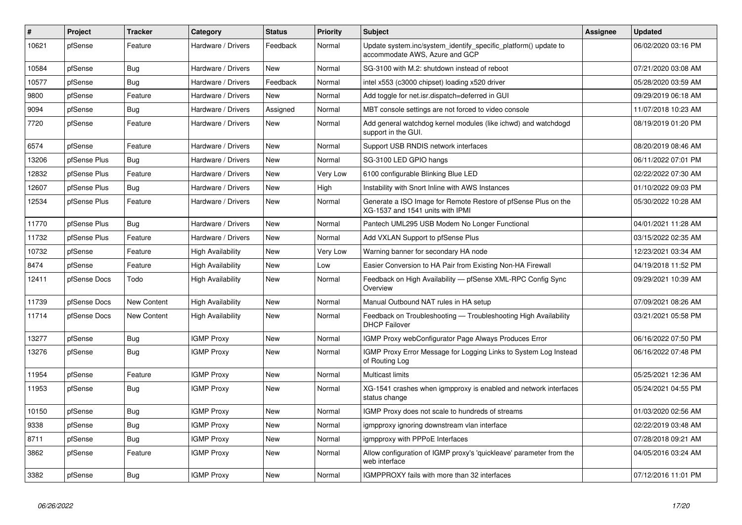| # | Project | Tracker | Category | Status | Priority | Subject | Assignee | Updated |
|---|---|---|---|---|---|---|---|---|
| 10621 | pfSense | Feature | Hardware / Drivers | Feedback | Normal | Update system.inc/system_identify_specific_platform() update to accommodate AWS, Azure and GCP | | 06/02/2020 03:16 PM |
| 10584 | pfSense | Bug | Hardware / Drivers | New | Normal | SG-3100 with M.2: shutdown instead of reboot | | 07/21/2020 03:08 AM |
| 10577 | pfSense | Bug | Hardware / Drivers | Feedback | Normal | intel x553 (c3000 chipset) loading x520 driver | | 05/28/2020 03:59 AM |
| 9800 | pfSense | Feature | Hardware / Drivers | New | Normal | Add toggle for net.isr.dispatch=deferred in GUI | | 09/29/2019 06:18 AM |
| 9094 | pfSense | Bug | Hardware / Drivers | Assigned | Normal | MBT console settings are not forced to video console | | 11/07/2018 10:23 AM |
| 7720 | pfSense | Feature | Hardware / Drivers | New | Normal | Add general watchdog kernel modules (like ichwd) and watchdogd support in the GUI. | | 08/19/2019 01:20 PM |
| 6574 | pfSense | Feature | Hardware / Drivers | New | Normal | Support USB RNDIS network interfaces | | 08/20/2019 08:46 AM |
| 13206 | pfSense Plus | Bug | Hardware / Drivers | New | Normal | SG-3100 LED GPIO hangs | | 06/11/2022 07:01 PM |
| 12832 | pfSense Plus | Feature | Hardware / Drivers | New | Very Low | 6100 configurable Blinking Blue LED | | 02/22/2022 07:30 AM |
| 12607 | pfSense Plus | Bug | Hardware / Drivers | New | High | Instability with Snort Inline with AWS Instances | | 01/10/2022 09:03 PM |
| 12534 | pfSense Plus | Feature | Hardware / Drivers | New | Normal | Generate a ISO Image for Remote Restore of pfSense Plus on the XG-1537 and 1541 units with IPMI | | 05/30/2022 10:28 AM |
| 11770 | pfSense Plus | Bug | Hardware / Drivers | New | Normal | Pantech UML295 USB Modem No Longer Functional | | 04/01/2021 11:28 AM |
| 11732 | pfSense Plus | Feature | Hardware / Drivers | New | Normal | Add VXLAN Support to pfSense Plus | | 03/15/2022 02:35 AM |
| 10732 | pfSense | Feature | High Availability | New | Very Low | Warning banner for secondary HA node | | 12/23/2021 03:34 AM |
| 8474 | pfSense | Feature | High Availability | New | Low | Easier Conversion to HA Pair from Existing Non-HA Firewall | | 04/19/2018 11:52 PM |
| 12411 | pfSense Docs | Todo | High Availability | New | Normal | Feedback on High Availability — pfSense XML-RPC Config Sync Overview | | 09/29/2021 10:39 AM |
| 11739 | pfSense Docs | New Content | High Availability | New | Normal | Manual Outbound NAT rules in HA setup | | 07/09/2021 08:26 AM |
| 11714 | pfSense Docs | New Content | High Availability | New | Normal | Feedback on Troubleshooting — Troubleshooting High Availability DHCP Failover | | 03/21/2021 05:58 PM |
| 13277 | pfSense | Bug | IGMP Proxy | New | Normal | IGMP Proxy webConfigurator Page Always Produces Error | | 06/16/2022 07:50 PM |
| 13276 | pfSense | Bug | IGMP Proxy | New | Normal | IGMP Proxy Error Message for Logging Links to System Log Instead of Routing Log | | 06/16/2022 07:48 PM |
| 11954 | pfSense | Feature | IGMP Proxy | New | Normal | Multicast limits | | 05/25/2021 12:36 AM |
| 11953 | pfSense | Bug | IGMP Proxy | New | Normal | XG-1541 crashes when igmpproxy is enabled and network interfaces status change | | 05/24/2021 04:55 PM |
| 10150 | pfSense | Bug | IGMP Proxy | New | Normal | IGMP Proxy does not scale to hundreds of streams | | 01/03/2020 02:56 AM |
| 9338 | pfSense | Bug | IGMP Proxy | New | Normal | igmpproxy ignoring downstream vlan interface | | 02/22/2019 03:48 AM |
| 8711 | pfSense | Bug | IGMP Proxy | New | Normal | igmpproxy with PPPoE Interfaces | | 07/28/2018 09:21 AM |
| 3862 | pfSense | Feature | IGMP Proxy | New | Normal | Allow configuration of IGMP proxy's 'quickleave' parameter from the web interface | | 04/05/2016 03:24 AM |
| 3382 | pfSense | Bug | IGMP Proxy | New | Normal | IGMPPROXY fails with more than 32 interfaces | | 07/12/2016 11:01 PM |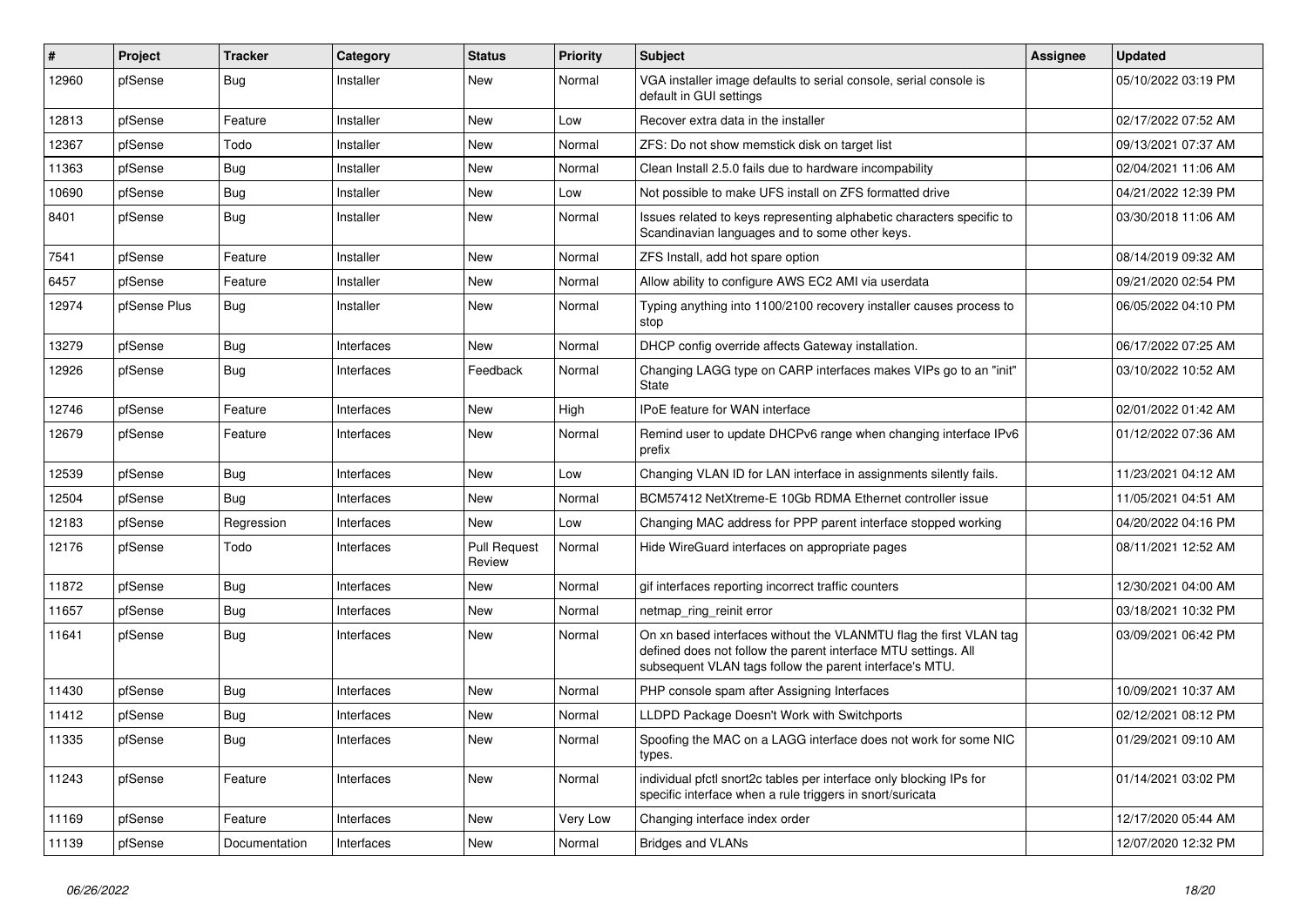| # | Project | Tracker | Category | Status | Priority | Subject | Assignee | Updated |
|---|---|---|---|---|---|---|---|---|
| 12960 | pfSense | Bug | Installer | New | Normal | VGA installer image defaults to serial console, serial console is default in GUI settings | | 05/10/2022 03:19 PM |
| 12813 | pfSense | Feature | Installer | New | Low | Recover extra data in the installer | | 02/17/2022 07:52 AM |
| 12367 | pfSense | Todo | Installer | New | Normal | ZFS: Do not show memstick disk on target list | | 09/13/2021 07:37 AM |
| 11363 | pfSense | Bug | Installer | New | Normal | Clean Install 2.5.0 fails due to hardware incompability | | 02/04/2021 11:06 AM |
| 10690 | pfSense | Bug | Installer | New | Low | Not possible to make UFS install on ZFS formatted drive | | 04/21/2022 12:39 PM |
| 8401 | pfSense | Bug | Installer | New | Normal | Issues related to keys representing alphabetic characters specific to Scandinavian languages and to some other keys. | | 03/30/2018 11:06 AM |
| 7541 | pfSense | Feature | Installer | New | Normal | ZFS Install, add hot spare option | | 08/14/2019 09:32 AM |
| 6457 | pfSense | Feature | Installer | New | Normal | Allow ability to configure AWS EC2 AMI via userdata | | 09/21/2020 02:54 PM |
| 12974 | pfSense Plus | Bug | Installer | New | Normal | Typing anything into 1100/2100 recovery installer causes process to stop | | 06/05/2022 04:10 PM |
| 13279 | pfSense | Bug | Interfaces | New | Normal | DHCP config override affects Gateway installation. | | 06/17/2022 07:25 AM |
| 12926 | pfSense | Bug | Interfaces | Feedback | Normal | Changing LAGG type on CARP interfaces makes VIPs go to an "init" State | | 03/10/2022 10:52 AM |
| 12746 | pfSense | Feature | Interfaces | New | High | IPoE feature for WAN interface | | 02/01/2022 01:42 AM |
| 12679 | pfSense | Feature | Interfaces | New | Normal | Remind user to update DHCPv6 range when changing interface IPv6 prefix | | 01/12/2022 07:36 AM |
| 12539 | pfSense | Bug | Interfaces | New | Low | Changing VLAN ID for LAN interface in assignments silently fails. | | 11/23/2021 04:12 AM |
| 12504 | pfSense | Bug | Interfaces | New | Normal | BCM57412 NetXtreme-E 10Gb RDMA Ethernet controller issue | | 11/05/2021 04:51 AM |
| 12183 | pfSense | Regression | Interfaces | New | Low | Changing MAC address for PPP parent interface stopped working | | 04/20/2022 04:16 PM |
| 12176 | pfSense | Todo | Interfaces | Pull Request Review | Normal | Hide WireGuard interfaces on appropriate pages | | 08/11/2021 12:52 AM |
| 11872 | pfSense | Bug | Interfaces | New | Normal | gif interfaces reporting incorrect traffic counters | | 12/30/2021 04:00 AM |
| 11657 | pfSense | Bug | Interfaces | New | Normal | netmap_ring_reinit error | | 03/18/2021 10:32 PM |
| 11641 | pfSense | Bug | Interfaces | New | Normal | On xn based interfaces without the VLANMTU flag the first VLAN tag defined does not follow the parent interface MTU settings. All subsequent VLAN tags follow the parent interface's MTU. | | 03/09/2021 06:42 PM |
| 11430 | pfSense | Bug | Interfaces | New | Normal | PHP console spam after Assigning Interfaces | | 10/09/2021 10:37 AM |
| 11412 | pfSense | Bug | Interfaces | New | Normal | LLDPD Package Doesn't Work with Switchports | | 02/12/2021 08:12 PM |
| 11335 | pfSense | Bug | Interfaces | New | Normal | Spoofing the MAC on a LAGG interface does not work for some NIC types. | | 01/29/2021 09:10 AM |
| 11243 | pfSense | Feature | Interfaces | New | Normal | individual pfctl snort2c tables per interface only blocking IPs for specific interface when a rule triggers in snort/suricata | | 01/14/2021 03:02 PM |
| 11169 | pfSense | Feature | Interfaces | New | Very Low | Changing interface index order | | 12/17/2020 05:44 AM |
| 11139 | pfSense | Documentation | Interfaces | New | Normal | Bridges and VLANs | | 12/07/2020 12:32 PM |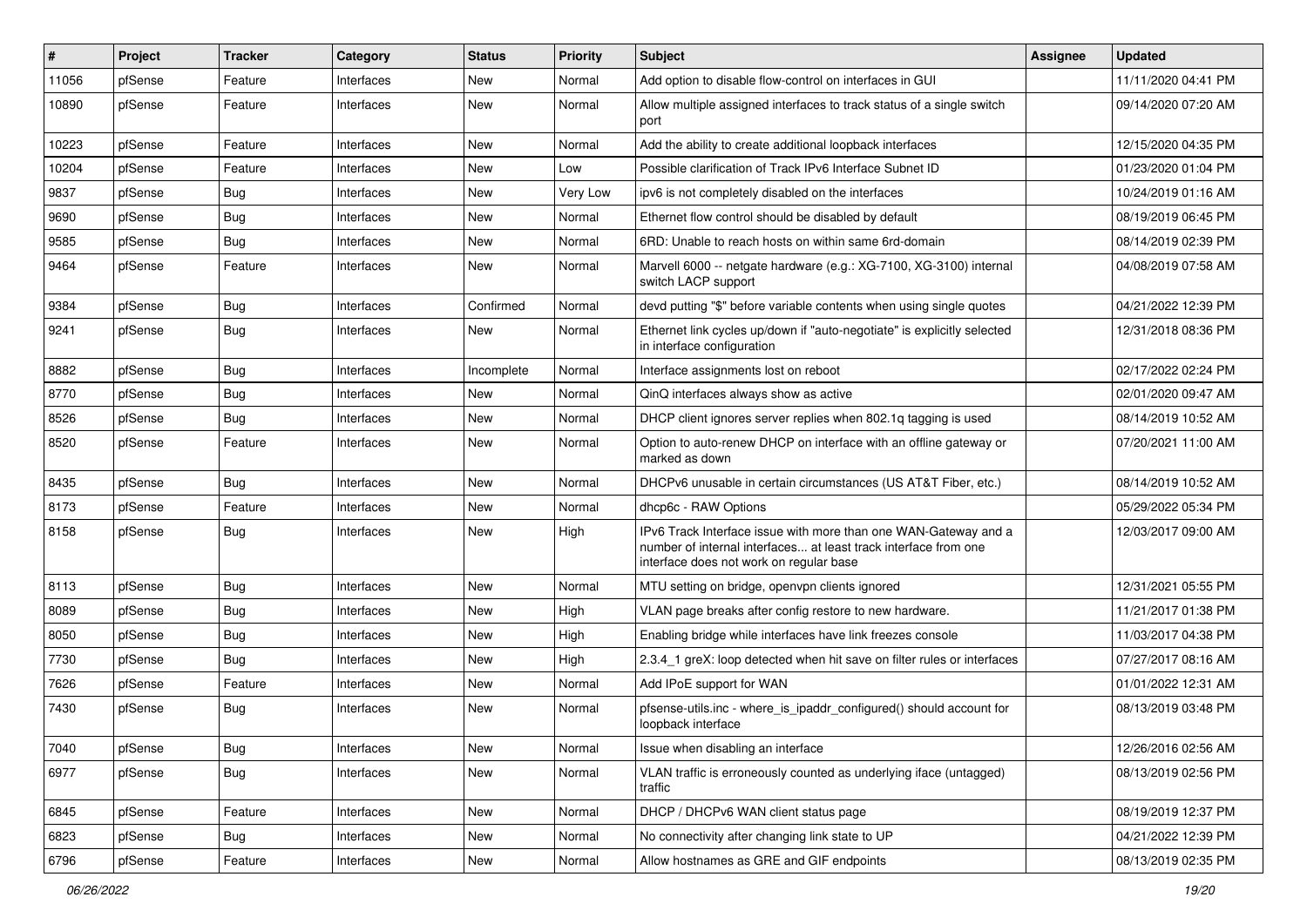| # | Project | Tracker | Category | Status | Priority | Subject | Assignee | Updated |
|---|---|---|---|---|---|---|---|---|
| 11056 | pfSense | Feature | Interfaces | New | Normal | Add option to disable flow-control on interfaces in GUI | | 11/11/2020 04:41 PM |
| 10890 | pfSense | Feature | Interfaces | New | Normal | Allow multiple assigned interfaces to track status of a single switch port | | 09/14/2020 07:20 AM |
| 10223 | pfSense | Feature | Interfaces | New | Normal | Add the ability to create additional loopback interfaces | | 12/15/2020 04:35 PM |
| 10204 | pfSense | Feature | Interfaces | New | Low | Possible clarification of Track IPv6 Interface Subnet ID | | 01/23/2020 01:04 PM |
| 9837 | pfSense | Bug | Interfaces | New | Very Low | ipv6 is not completely disabled on the interfaces | | 10/24/2019 01:16 AM |
| 9690 | pfSense | Bug | Interfaces | New | Normal | Ethernet flow control should be disabled by default | | 08/19/2019 06:45 PM |
| 9585 | pfSense | Bug | Interfaces | New | Normal | 6RD: Unable to reach hosts on within same 6rd-domain | | 08/14/2019 02:39 PM |
| 9464 | pfSense | Feature | Interfaces | New | Normal | Marvell 6000 -- netgate hardware (e.g.: XG-7100, XG-3100) internal switch LACP support | | 04/08/2019 07:58 AM |
| 9384 | pfSense | Bug | Interfaces | Confirmed | Normal | devd putting "$" before variable contents when using single quotes | | 04/21/2022 12:39 PM |
| 9241 | pfSense | Bug | Interfaces | New | Normal | Ethernet link cycles up/down if "auto-negotiate" is explicitly selected in interface configuration | | 12/31/2018 08:36 PM |
| 8882 | pfSense | Bug | Interfaces | Incomplete | Normal | Interface assignments lost on reboot | | 02/17/2022 02:24 PM |
| 8770 | pfSense | Bug | Interfaces | New | Normal | QinQ interfaces always show as active | | 02/01/2020 09:47 AM |
| 8526 | pfSense | Bug | Interfaces | New | Normal | DHCP client ignores server replies when 802.1q tagging is used | | 08/14/2019 10:52 AM |
| 8520 | pfSense | Feature | Interfaces | New | Normal | Option to auto-renew DHCP on interface with an offline gateway or marked as down | | 07/20/2021 11:00 AM |
| 8435 | pfSense | Bug | Interfaces | New | Normal | DHCPv6 unusable in certain circumstances (US AT&T Fiber, etc.) | | 08/14/2019 10:52 AM |
| 8173 | pfSense | Feature | Interfaces | New | Normal | dhcp6c - RAW Options | | 05/29/2022 05:34 PM |
| 8158 | pfSense | Bug | Interfaces | New | High | IPv6 Track Interface issue with more than one WAN-Gateway and a number of internal interfaces... at least track interface from one interface does not work on regular base | | 12/03/2017 09:00 AM |
| 8113 | pfSense | Bug | Interfaces | New | Normal | MTU setting on bridge, openvpn clients ignored | | 12/31/2021 05:55 PM |
| 8089 | pfSense | Bug | Interfaces | New | High | VLAN page breaks after config restore to new hardware. | | 11/21/2017 01:38 PM |
| 8050 | pfSense | Bug | Interfaces | New | High | Enabling bridge while interfaces have link freezes console | | 11/03/2017 04:38 PM |
| 7730 | pfSense | Bug | Interfaces | New | High | 2.3.4_1 greX: loop detected when hit save on filter rules or interfaces | | 07/27/2017 08:16 AM |
| 7626 | pfSense | Feature | Interfaces | New | Normal | Add IPoE support for WAN | | 01/01/2022 12:31 AM |
| 7430 | pfSense | Bug | Interfaces | New | Normal | pfsense-utils.inc - where_is_ipaddr_configured() should account for loopback interface | | 08/13/2019 03:48 PM |
| 7040 | pfSense | Bug | Interfaces | New | Normal | Issue when disabling an interface | | 12/26/2016 02:56 AM |
| 6977 | pfSense | Bug | Interfaces | New | Normal | VLAN traffic is erroneously counted as underlying iface (untagged) traffic | | 08/13/2019 02:56 PM |
| 6845 | pfSense | Feature | Interfaces | New | Normal | DHCP / DHCPv6 WAN client status page | | 08/19/2019 12:37 PM |
| 6823 | pfSense | Bug | Interfaces | New | Normal | No connectivity after changing link state to UP | | 04/21/2022 12:39 PM |
| 6796 | pfSense | Feature | Interfaces | New | Normal | Allow hostnames as GRE and GIF endpoints | | 08/13/2019 02:35 PM |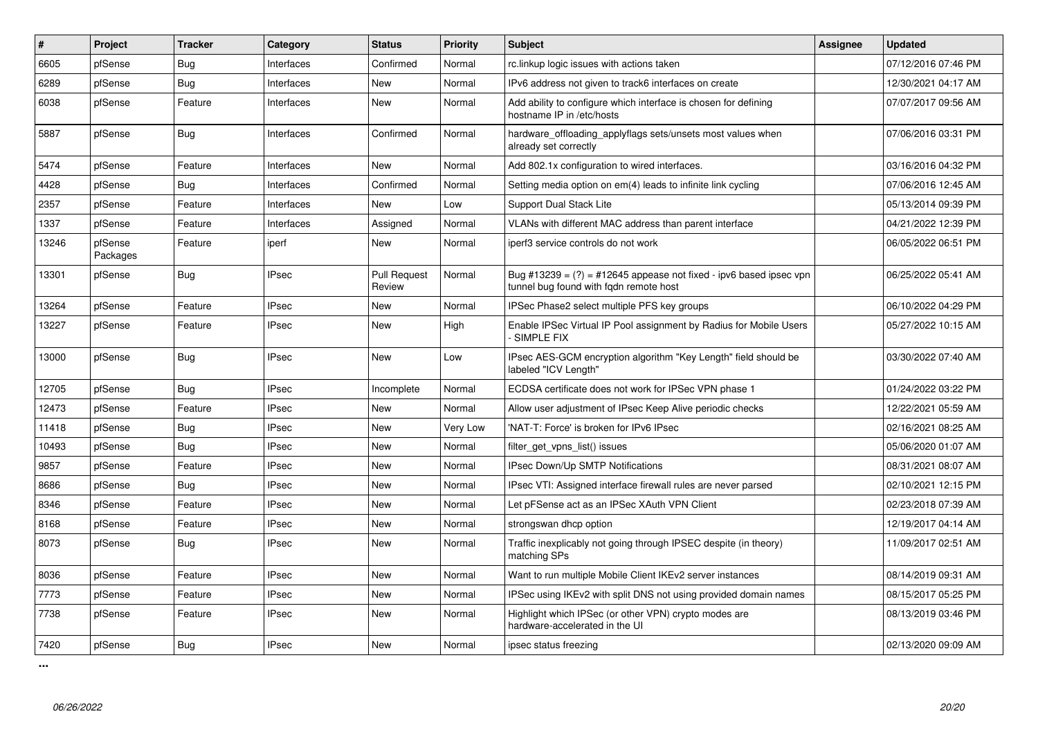| # | Project | Tracker | Category | Status | Priority | Subject | Assignee | Updated |
|---|---|---|---|---|---|---|---|---|
| 6605 | pfSense | Bug | Interfaces | Confirmed | Normal | rc.linkup logic issues with actions taken | | 07/12/2016 07:46 PM |
| 6289 | pfSense | Bug | Interfaces | New | Normal | IPv6 address not given to track6 interfaces on create | | 12/30/2021 04:17 AM |
| 6038 | pfSense | Feature | Interfaces | New | Normal | Add ability to configure which interface is chosen for defining hostname IP in /etc/hosts | | 07/07/2017 09:56 AM |
| 5887 | pfSense | Bug | Interfaces | Confirmed | Normal | hardware_offloading_applyflags sets/unsets most values when already set correctly | | 07/06/2016 03:31 PM |
| 5474 | pfSense | Feature | Interfaces | New | Normal | Add 802.1x configuration to wired interfaces. | | 03/16/2016 04:32 PM |
| 4428 | pfSense | Bug | Interfaces | Confirmed | Normal | Setting media option on em(4) leads to infinite link cycling | | 07/06/2016 12:45 AM |
| 2357 | pfSense | Feature | Interfaces | New | Low | Support Dual Stack Lite | | 05/13/2014 09:39 PM |
| 1337 | pfSense | Feature | Interfaces | Assigned | Normal | VLANs with different MAC address than parent interface | | 04/21/2022 12:39 PM |
| 13246 | pfSense Packages | Feature | iperf | New | Normal | iperf3 service controls do not work | | 06/05/2022 06:51 PM |
| 13301 | pfSense | Bug | IPsec | Pull Request Review | Normal | Bug #13239 = (?) = #12645 appease not fixed - ipv6 based ipsec vpn tunnel bug found with fqdn remote host | | 06/25/2022 05:41 AM |
| 13264 | pfSense | Feature | IPsec | New | Normal | IPSec Phase2 select multiple PFS key groups | | 06/10/2022 04:29 PM |
| 13227 | pfSense | Feature | IPsec | New | High | Enable IPSec Virtual IP Pool assignment by Radius for Mobile Users - SIMPLE FIX | | 05/27/2022 10:15 AM |
| 13000 | pfSense | Bug | IPsec | New | Low | IPsec AES-GCM encryption algorithm "Key Length" field should be labeled "ICV Length" | | 03/30/2022 07:40 AM |
| 12705 | pfSense | Bug | IPsec | Incomplete | Normal | ECDSA certificate does not work for IPSec VPN phase 1 | | 01/24/2022 03:22 PM |
| 12473 | pfSense | Feature | IPsec | New | Normal | Allow user adjustment of IPsec Keep Alive periodic checks | | 12/22/2021 05:59 AM |
| 11418 | pfSense | Bug | IPsec | New | Very Low | 'NAT-T: Force' is broken for IPv6 IPsec | | 02/16/2021 08:25 AM |
| 10493 | pfSense | Bug | IPsec | New | Normal | filter_get_vpns_list() issues | | 05/06/2020 01:07 AM |
| 9857 | pfSense | Feature | IPsec | New | Normal | IPsec Down/Up SMTP Notifications | | 08/31/2021 08:07 AM |
| 8686 | pfSense | Bug | IPsec | New | Normal | IPsec VTI: Assigned interface firewall rules are never parsed | | 02/10/2021 12:15 PM |
| 8346 | pfSense | Feature | IPsec | New | Normal | Let pFSense act as an IPSec XAuth VPN Client | | 02/23/2018 07:39 AM |
| 8168 | pfSense | Feature | IPsec | New | Normal | strongswan dhcp option | | 12/19/2017 04:14 AM |
| 8073 | pfSense | Bug | IPsec | New | Normal | Traffic inexplicably not going through IPSEC despite (in theory) matching SPs | | 11/09/2017 02:51 AM |
| 8036 | pfSense | Feature | IPsec | New | Normal | Want to run multiple Mobile Client IKEv2 server instances | | 08/14/2019 09:31 AM |
| 7773 | pfSense | Feature | IPsec | New | Normal | IPSec using IKEv2 with split DNS not using provided domain names | | 08/15/2017 05:25 PM |
| 7738 | pfSense | Feature | IPsec | New | Normal | Highlight which IPSec (or other VPN) crypto modes are hardware-accelerated in the UI | | 08/13/2019 03:46 PM |
| 7420 | pfSense | Bug | IPsec | New | Normal | ipsec status freezing | | 02/13/2020 09:09 AM |

...